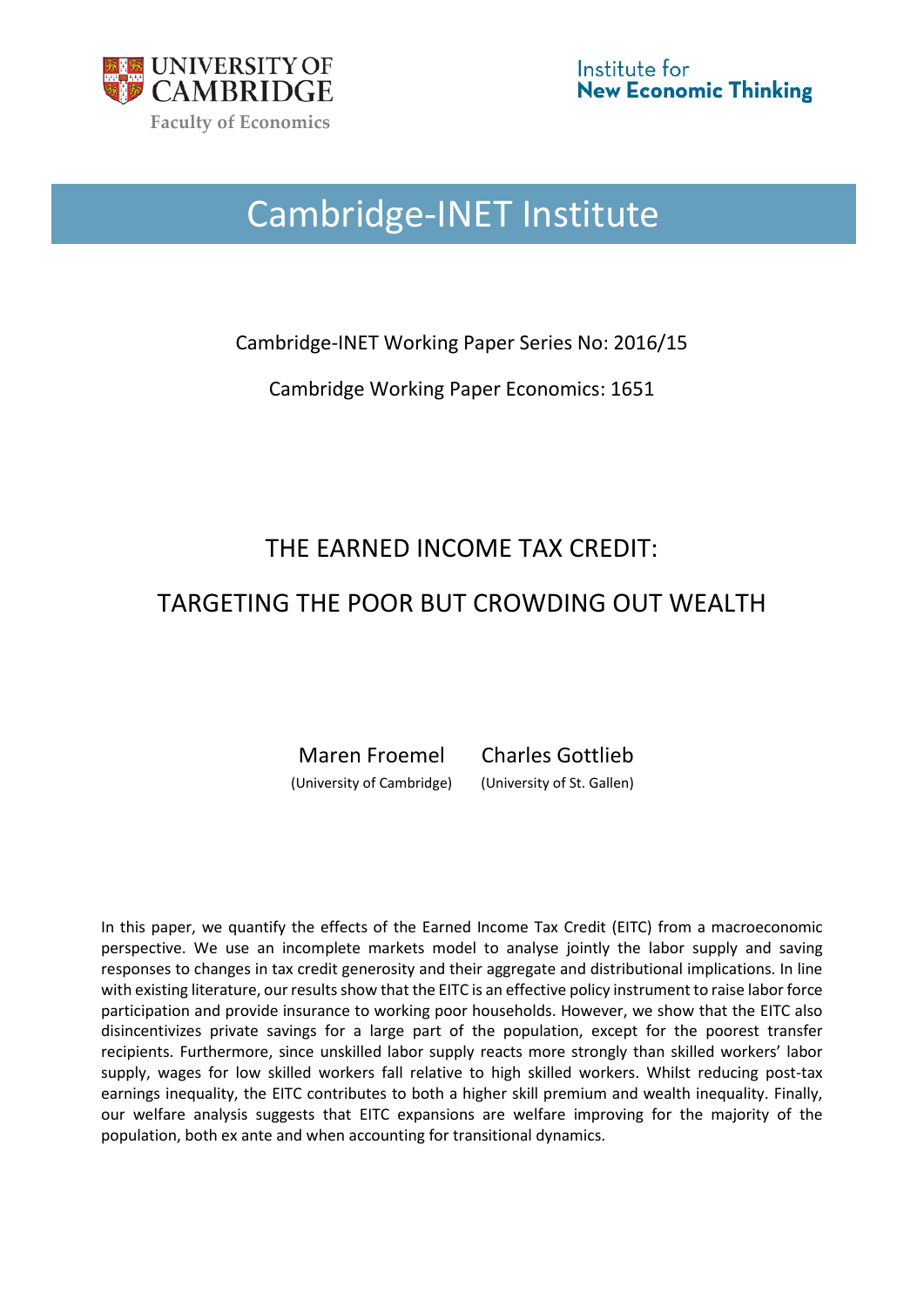UNIVERSITY OF CAMBRIDGE

Faculty of Economics

Institute for **New Economic Thinking**

# Cambridge-INET Institute

Cambridge-INET Working Paper Series No: 2016/15

Cambridge Working Paper Economics: 1651

## THE EARNED INCOME TAX CREDIT:

## TARGETING THE POOR BUT CROWDING OUT WEALTH

Maren Froemel (University of Cambridge)

Charles Gottlieb (University of St. Gallen)

In this paper, we quantify the effects of the Earned Income Tax Credit (EITC) from a macroeconomic perspective. We use an incomplete markets model to analyse jointly the labor supply and saving responses to changes in tax credit generosity and their aggregate and distributional implications. In line with existing literature, our results show that the EITC is an effective policy instrument to raise labor force participation and provide insurance to working poor households. However, we show that the EITC also disincentivizes private savings for a large part of the population, except for the poorest transfer recipients. Furthermore, since unskilled labor supply reacts more strongly than skilled workers' labor supply, wages for low skilled workers fall relative to high skilled workers. Whilst reducing post-tax earnings inequality, the EITC contributes to both a higher skill premium and wealth inequality. Finally, our welfare analysis suggests that EITC expansions are welfare improving for the majority of the population, both ex ante and when accounting for transitional dynamics.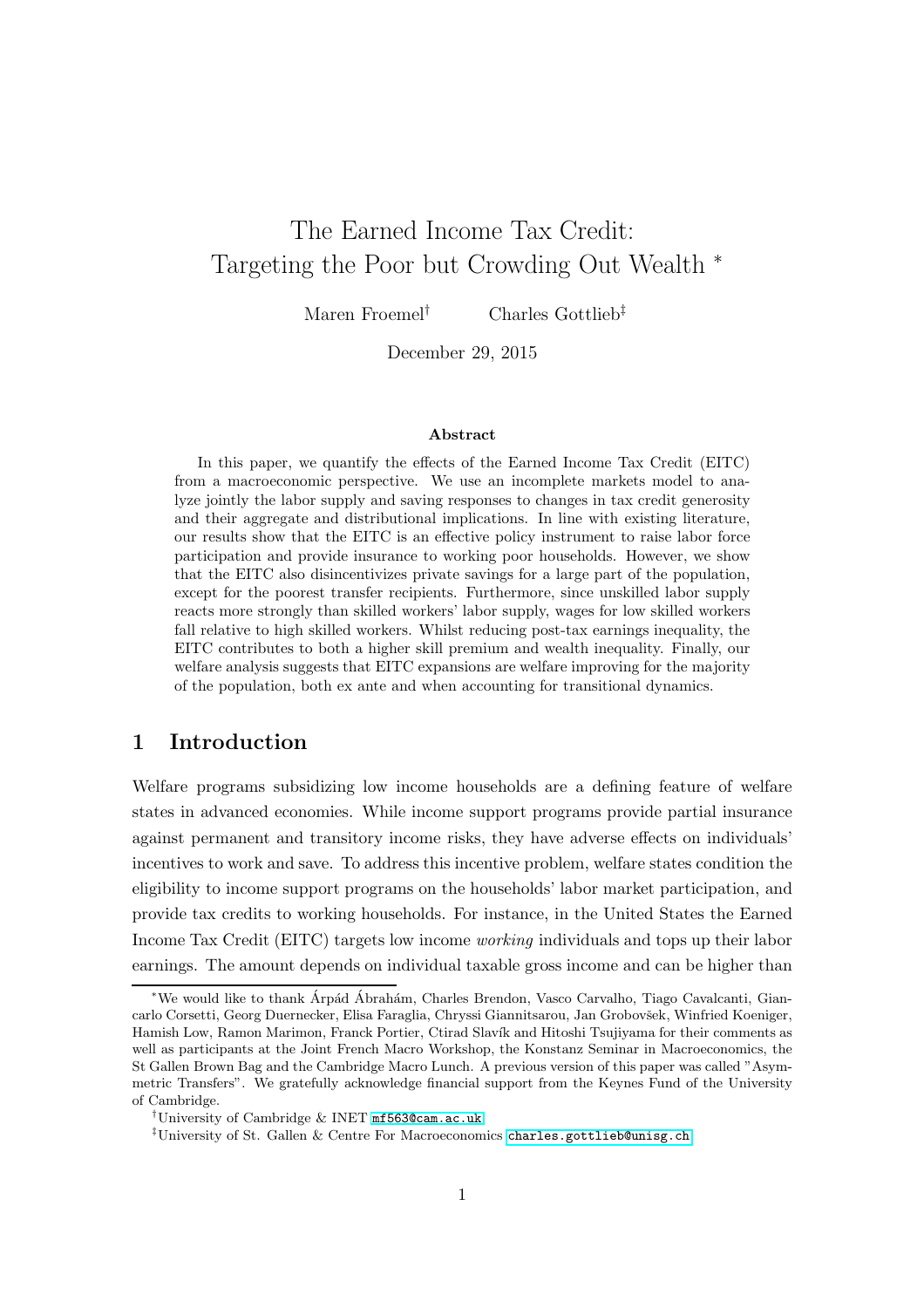# The Earned Income Tax Credit: Targeting the Poor but Crowding Out Wealth *

Maren Froemel[†] Charles Gottlieb[‡]

December 29, 2015

### Abstract

In this paper, we quantify the effects of the Earned Income Tax Credit (EITC) from a macroeconomic perspective. We use an incomplete markets model to analyze jointly the labor supply and saving responses to changes in tax credit generosity and their aggregate and distributional implications. In line with existing literature, our results show that the EITC is an effective policy instrument to raise labor force participation and provide insurance to working poor households. However, we show that the EITC also disincentivizes private savings for a large part of the population, except for the poorest transfer recipients. Furthermore, since unskilled labor supply reacts more strongly than skilled workers' labor supply, wages for low skilled workers fall relative to high skilled workers. Whilst reducing post-tax earnings inequality, the EITC contributes to both a higher skill premium and wealth inequality. Finally, our welfare analysis suggests that EITC expansions are welfare improving for the majority of the population, both ex ante and when accounting for transitional dynamics.

## 1 Introduction

Welfare programs subsidizing low income households are a defining feature of welfare states in advanced economies. While income support programs provide partial insurance against permanent and transitory income risks, they have adverse effects on individuals' incentives to work and save. To address this incentive problem, welfare states condition the eligibility to income support programs on the households' labor market participation, and provide tax credits to working households. For instance, in the United States the Earned Income Tax Credit (EITC) targets low income *working* individuals and tops up their labor earnings. The amount depends on individual taxable gross income and can be higher than

---

*We would like to thank Árpád Ábrahám, Charles Brendon, Vasco Carvalho, Tiago Cavalcanti, Giancarlo Corsetti, Georg Duernecker, Elisa Faraglia, Chryssi Giannitsarou, Jan Grobovšek, Winfried Koeniger, Hamish Low, Ramon Marimon, Franck Portier, Ctirad Slavík and Hitoshi Tsujiyama for their comments as well as participants at the Joint French Macro Workshop, the Konstanz Seminar in Macroeconomics, the St Gallen Brown Bag and the Cambridge Macro Lunch. A previous version of this paper was called "Asymmetric Transfers". We gratefully acknowledge financial support from the Keynes Fund of the University of Cambridge.

[†]University of Cambridge & INET mf563@cam.ac.uk

[‡]University of St. Gallen & Centre For Macroeconomics charles.gottlieb@unisg.ch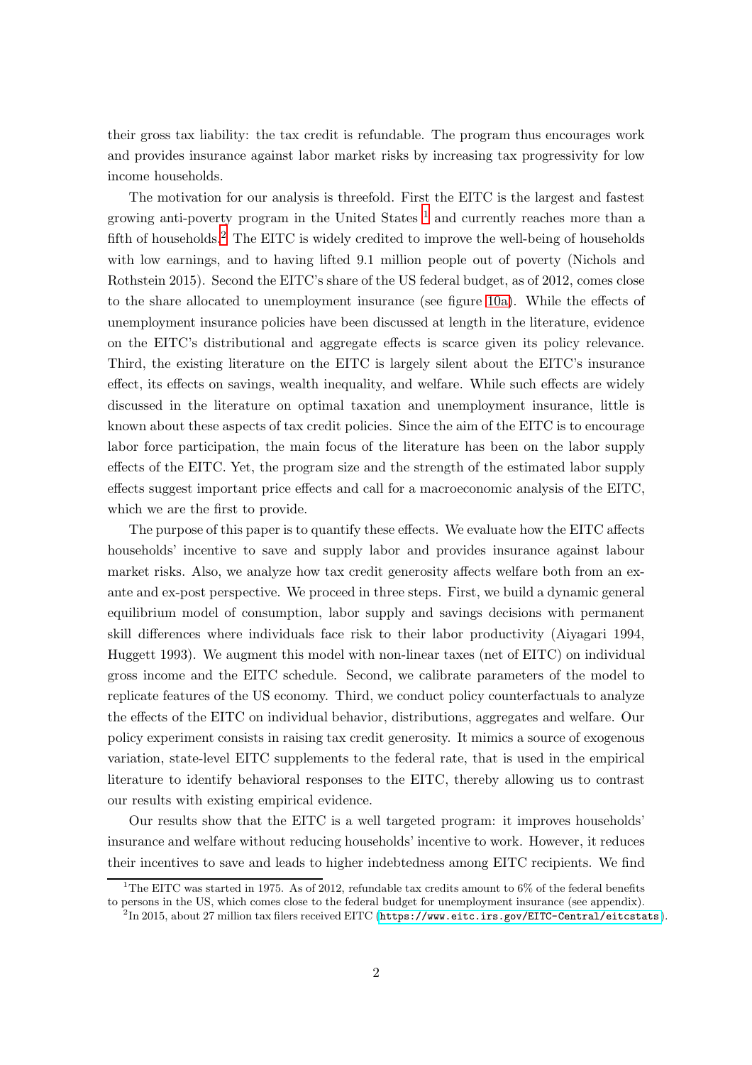their gross tax liability: the tax credit is refundable. The program thus encourages work and provides insurance against labor market risks by increasing tax progressivity for low income households.

The motivation for our analysis is threefold. First the EITC is the largest and fastest growing anti-poverty program in the United States [1] and currently reaches more than a fifth of households.[2] The EITC is widely credited to improve the well-being of households with low earnings, and to having lifted 9.1 million people out of poverty (Nichols and Rothstein 2015). Second the EITC's share of the US federal budget, as of 2012, comes close to the share allocated to unemployment insurance (see figure 10a). While the effects of unemployment insurance policies have been discussed at length in the literature, evidence on the EITC's distributional and aggregate effects is scarce given its policy relevance. Third, the existing literature on the EITC is largely silent about the EITC's insurance effect, its effects on savings, wealth inequality, and welfare. While such effects are widely discussed in the literature on optimal taxation and unemployment insurance, little is known about these aspects of tax credit policies. Since the aim of the EITC is to encourage labor force participation, the main focus of the literature has been on the labor supply effects of the EITC. Yet, the program size and the strength of the estimated labor supply effects suggest important price effects and call for a macroeconomic analysis of the EITC, which we are the first to provide.

The purpose of this paper is to quantify these effects. We evaluate how the EITC affects households' incentive to save and supply labor and provides insurance against labour market risks. Also, we analyze how tax credit generosity affects welfare both from an ex-ante and ex-post perspective. We proceed in three steps. First, we build a dynamic general equilibrium model of consumption, labor supply and savings decisions with permanent skill differences where individuals face risk to their labor productivity (Aiyagari 1994, Huggett 1993). We augment this model with non-linear taxes (net of EITC) on individual gross income and the EITC schedule. Second, we calibrate parameters of the model to replicate features of the US economy. Third, we conduct policy counterfactuals to analyze the effects of the EITC on individual behavior, distributions, aggregates and welfare. Our policy experiment consists in raising tax credit generosity. It mimics a source of exogenous variation, state-level EITC supplements to the federal rate, that is used in the empirical literature to identify behavioral responses to the EITC, thereby allowing us to contrast our results with existing empirical evidence.

Our results show that the EITC is a well targeted program: it improves households' insurance and welfare without reducing households' incentive to work. However, it reduces their incentives to save and leads to higher indebtedness among EITC recipients. We find

[1] The EITC was started in 1975. As of 2012, refundable tax credits amount to 6% of the federal benefits to persons in the US, which comes close to the federal budget for unemployment insurance (see appendix).

[2] In 2015, about 27 million tax filers received EITC (https://www.eitc.irs.gov/EITC-Central/eitcstats).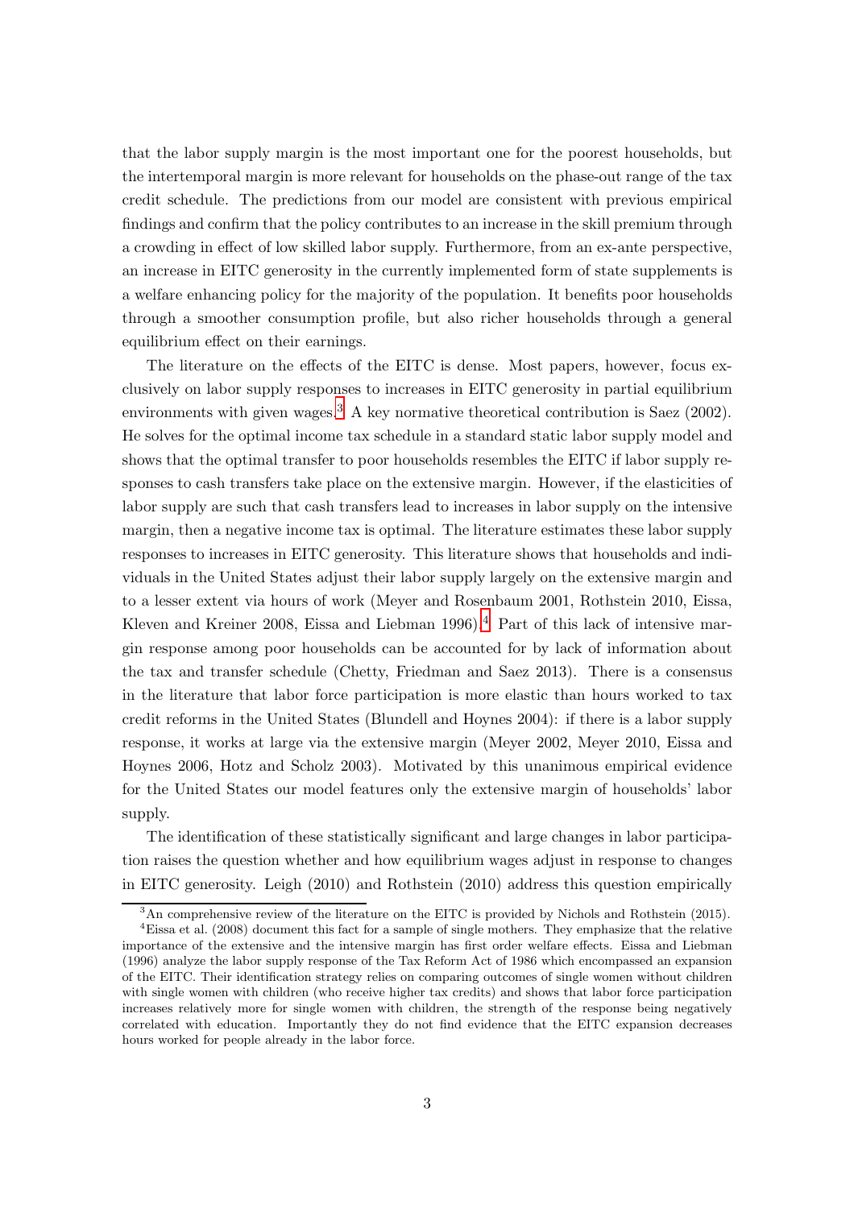that the labor supply margin is the most important one for the poorest households, but the intertemporal margin is more relevant for households on the phase-out range of the tax credit schedule. The predictions from our model are consistent with previous empirical findings and confirm that the policy contributes to an increase in the skill premium through a crowding in effect of low skilled labor supply. Furthermore, from an ex-ante perspective, an increase in EITC generosity in the currently implemented form of state supplements is a welfare enhancing policy for the majority of the population. It benefits poor households through a smoother consumption profile, but also richer households through a general equilibrium effect on their earnings.

The literature on the effects of the EITC is dense. Most papers, however, focus exclusively on labor supply responses to increases in EITC generosity in partial equilibrium environments with given wages.[3] A key normative theoretical contribution is Saez (2002). He solves for the optimal income tax schedule in a standard static labor supply model and shows that the optimal transfer to poor households resembles the EITC if labor supply responses to cash transfers take place on the extensive margin. However, if the elasticities of labor supply are such that cash transfers lead to increases in labor supply on the intensive margin, then a negative income tax is optimal. The literature estimates these labor supply responses to increases in EITC generosity. This literature shows that households and individuals in the United States adjust their labor supply largely on the extensive margin and to a lesser extent via hours of work (Meyer and Rosenbaum 2001, Rothstein 2010, Eissa, Kleven and Kreiner 2008, Eissa and Liebman 1996).[4] Part of this lack of intensive margin response among poor households can be accounted for by lack of information about the tax and transfer schedule (Chetty, Friedman and Saez 2013). There is a consensus in the literature that labor force participation is more elastic than hours worked to tax credit reforms in the United States (Blundell and Hoynes 2004): if there is a labor supply response, it works at large via the extensive margin (Meyer 2002, Meyer 2010, Eissa and Hoynes 2006, Hotz and Scholz 2003). Motivated by this unanimous empirical evidence for the United States our model features only the extensive margin of households' labor supply.

The identification of these statistically significant and large changes in labor participation raises the question whether and how equilibrium wages adjust in response to changes in EITC generosity. Leigh (2010) and Rothstein (2010) address this question empirically

[3] An comprehensive review of the literature on the EITC is provided by Nichols and Rothstein (2015).

[4] Eissa et al. (2008) document this fact for a sample of single mothers. They emphasize that the relative importance of the extensive and the intensive margin has first order welfare effects. Eissa and Liebman (1996) analyze the labor supply response of the Tax Reform Act of 1986 which encompassed an expansion of the EITC. Their identification strategy relies on comparing outcomes of single women without children with single women with children (who receive higher tax credits) and shows that labor force participation increases relatively more for single women with children, the strength of the response being negatively correlated with education. Importantly they do not find evidence that the EITC expansion decreases hours worked for people already in the labor force.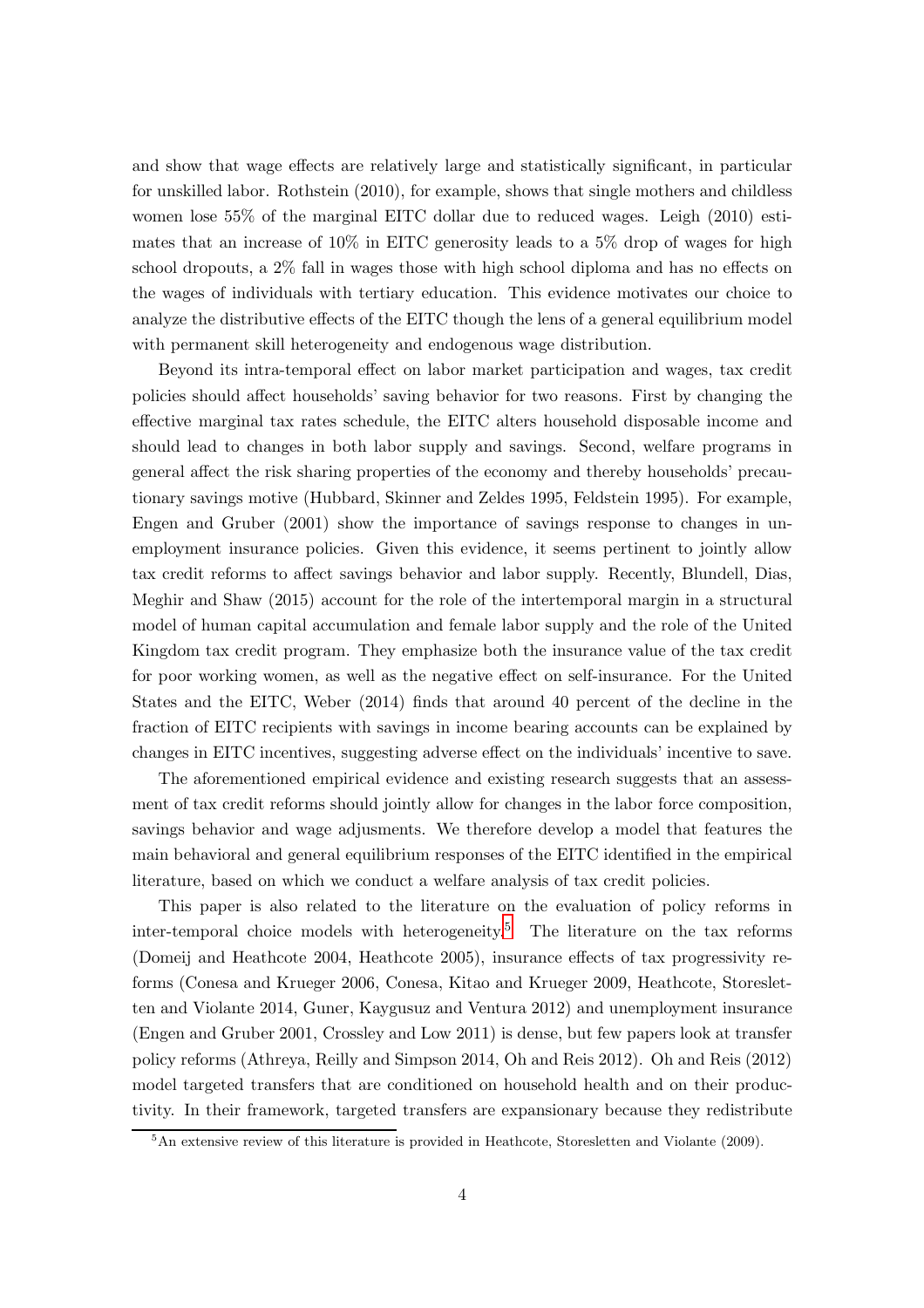and show that wage effects are relatively large and statistically significant, in particular for unskilled labor. Rothstein (2010), for example, shows that single mothers and childless women lose 55% of the marginal EITC dollar due to reduced wages. Leigh (2010) estimates that an increase of 10% in EITC generosity leads to a 5% drop of wages for high school dropouts, a 2% fall in wages those with high school diploma and has no effects on the wages of individuals with tertiary education. This evidence motivates our choice to analyze the distributive effects of the EITC though the lens of a general equilibrium model with permanent skill heterogeneity and endogenous wage distribution.

Beyond its intra-temporal effect on labor market participation and wages, tax credit policies should affect households' saving behavior for two reasons. First by changing the effective marginal tax rates schedule, the EITC alters household disposable income and should lead to changes in both labor supply and savings. Second, welfare programs in general affect the risk sharing properties of the economy and thereby households' precautionary savings motive (Hubbard, Skinner and Zeldes 1995, Feldstein 1995). For example, Engen and Gruber (2001) show the importance of savings response to changes in unemployment insurance policies. Given this evidence, it seems pertinent to jointly allow tax credit reforms to affect savings behavior and labor supply. Recently, Blundell, Dias, Meghir and Shaw (2015) account for the role of the intertemporal margin in a structural model of human capital accumulation and female labor supply and the role of the United Kingdom tax credit program. They emphasize both the insurance value of the tax credit for poor working women, as well as the negative effect on self-insurance. For the United States and the EITC, Weber (2014) finds that around 40 percent of the decline in the fraction of EITC recipients with savings in income bearing accounts can be explained by changes in EITC incentives, suggesting adverse effect on the individuals' incentive to save.

The aforementioned empirical evidence and existing research suggests that an assessment of tax credit reforms should jointly allow for changes in the labor force composition, savings behavior and wage adjusments. We therefore develop a model that features the main behavioral and general equilibrium responses of the EITC identified in the empirical literature, based on which we conduct a welfare analysis of tax credit policies.

This paper is also related to the literature on the evaluation of policy reforms in inter-temporal choice models with heterogeneity.[5] The literature on the tax reforms (Domeij and Heathcote 2004, Heathcote 2005), insurance effects of tax progressivity reforms (Conesa and Krueger 2006, Conesa, Kitao and Krueger 2009, Heathcote, Storesletten and Violante 2014, Guner, Kaygusuz and Ventura 2012) and unemployment insurance (Engen and Gruber 2001, Crossley and Low 2011) is dense, but few papers look at transfer policy reforms (Athreya, Reilly and Simpson 2014, Oh and Reis 2012). Oh and Reis (2012) model targeted transfers that are conditioned on household health and on their productivity. In their framework, targeted transfers are expansionary because they redistribute

[5] An extensive review of this literature is provided in Heathcote, Storesletten and Violante (2009).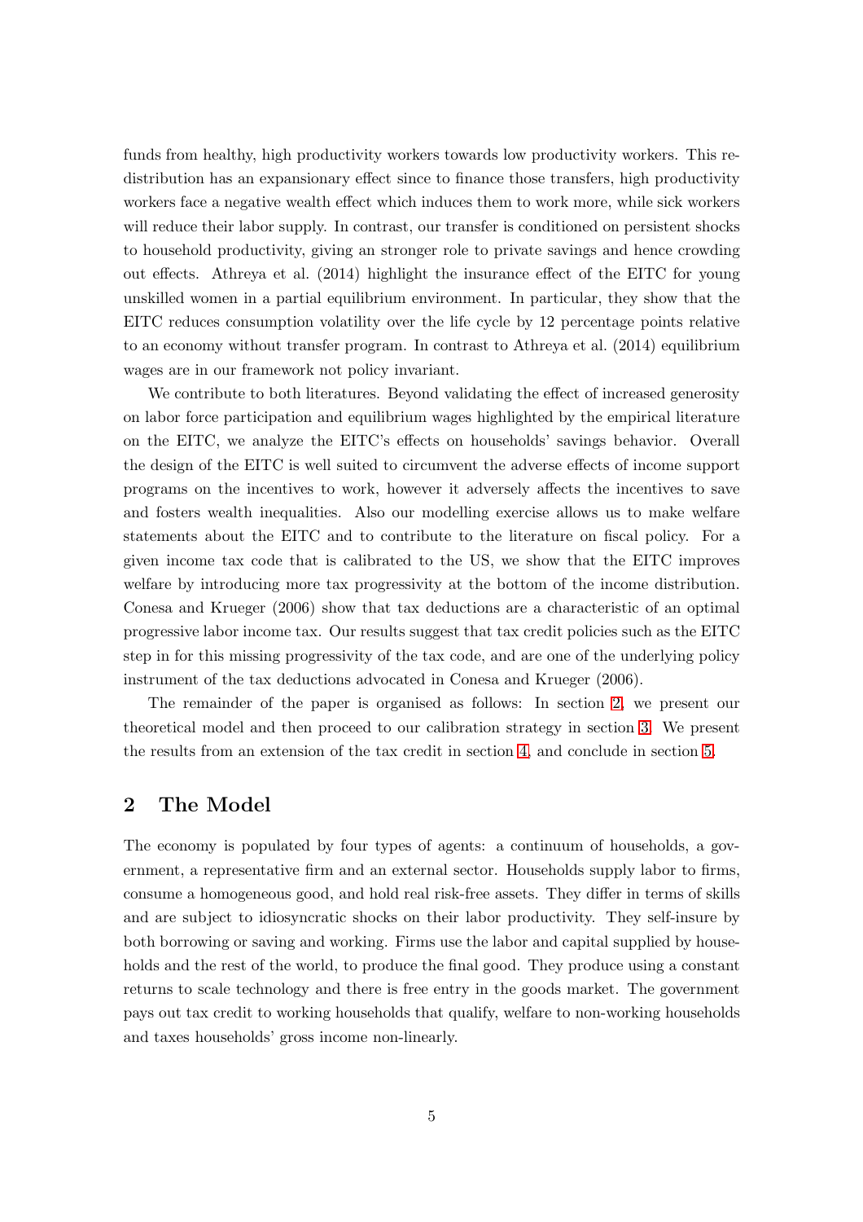funds from healthy, high productivity workers towards low productivity workers. This redistribution has an expansionary effect since to finance those transfers, high productivity workers face a negative wealth effect which induces them to work more, while sick workers will reduce their labor supply. In contrast, our transfer is conditioned on persistent shocks to household productivity, giving an stronger role to private savings and hence crowding out effects. Athreya et al. (2014) highlight the insurance effect of the EITC for young unskilled women in a partial equilibrium environment. In particular, they show that the EITC reduces consumption volatility over the life cycle by 12 percentage points relative to an economy without transfer program. In contrast to Athreya et al. (2014) equilibrium wages are in our framework not policy invariant.

We contribute to both literatures. Beyond validating the effect of increased generosity on labor force participation and equilibrium wages highlighted by the empirical literature on the EITC, we analyze the EITC's effects on households' savings behavior. Overall the design of the EITC is well suited to circumvent the adverse effects of income support programs on the incentives to work, however it adversely affects the incentives to save and fosters wealth inequalities. Also our modelling exercise allows us to make welfare statements about the EITC and to contribute to the literature on fiscal policy. For a given income tax code that is calibrated to the US, we show that the EITC improves welfare by introducing more tax progressivity at the bottom of the income distribution. Conesa and Krueger (2006) show that tax deductions are a characteristic of an optimal progressive labor income tax. Our results suggest that tax credit policies such as the EITC step in for this missing progressivity of the tax code, and are one of the underlying policy instrument of the tax deductions advocated in Conesa and Krueger (2006).

The remainder of the paper is organised as follows: In section 2, we present our theoretical model and then proceed to our calibration strategy in section 3. We present the results from an extension of the tax credit in section 4, and conclude in section 5.

## 2 The Model

The economy is populated by four types of agents: a continuum of households, a government, a representative firm and an external sector. Households supply labor to firms, consume a homogeneous good, and hold real risk-free assets. They differ in terms of skills and are subject to idiosyncratic shocks on their labor productivity. They self-insure by both borrowing or saving and working. Firms use the labor and capital supplied by households and the rest of the world, to produce the final good. They produce using a constant returns to scale technology and there is free entry in the goods market. The government pays out tax credit to working households that qualify, welfare to non-working households and taxes households' gross income non-linearly.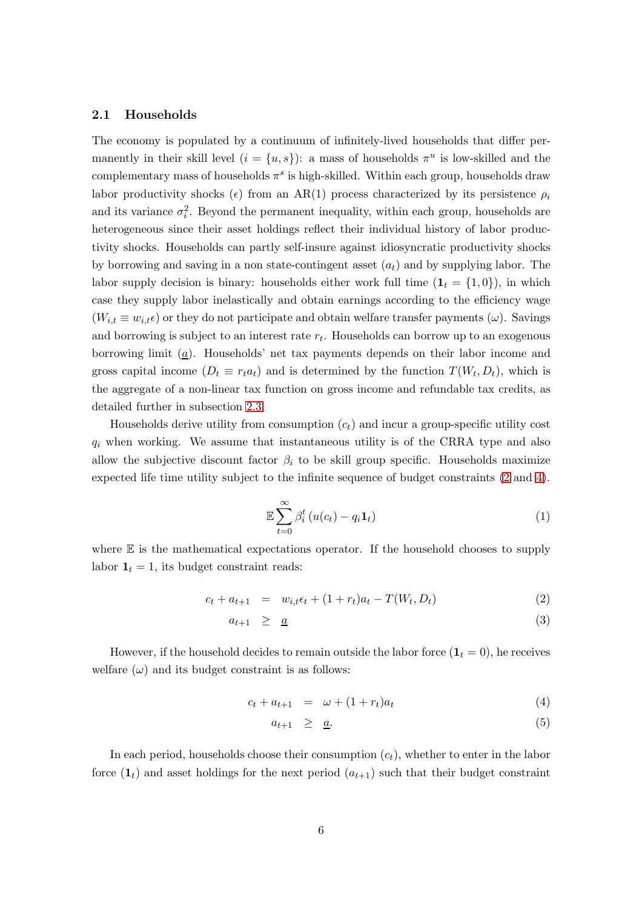### 2.1 Households

The economy is populated by a continuum of infinitely-lived households that differ permanently in their skill level ($i = \{u, s\}$): a mass of households $\pi^u$ is low-skilled and the complementary mass of households $\pi^s$ is high-skilled. Within each group, households draw labor productivity shocks ($\epsilon$) from an AR(1) process characterized by its persistence $\rho_i$ and its variance $\sigma_i^2$. Beyond the permanent inequality, within each group, households are heterogeneous since their asset holdings reflect their individual history of labor productivity shocks. Households can partly self-insure against idiosyncratic productivity shocks by borrowing and saving in a non state-contingent asset ($a_t$) and by supplying labor. The labor supply decision is binary: households either work full time ($\mathbf{1}_t = \{1, 0\}$), in which case they supply labor inelastically and obtain earnings according to the efficiency wage ($W_{i,t} \equiv w_{i,t}\epsilon$) or they do not participate and obtain welfare transfer payments ($\omega$). Savings and borrowing is subject to an interest rate $r_t$. Households can borrow up to an exogenous borrowing limit ($\underline{a}$). Households' net tax payments depends on their labor income and gross capital income ($D_t \equiv r_t a_t$) and is determined by the function $T(W_t, D_t)$, which is the aggregate of a non-linear tax function on gross income and refundable tax credits, as detailed further in subsection 2.3.

Households derive utility from consumption ($c_t$) and incur a group-specific utility cost $q_i$ when working. We assume that instantaneous utility is of the CRRA type and also allow the subjective discount factor $\beta_i$ to be skill group specific. Households maximize expected life time utility subject to the infinite sequence of budget constraints (2 and 4).

$$\mathbb{E}\sum_{t=0}^{\infty} \beta_i^t \left(u(c_t) - q_i \mathbf{1}_t\right) \tag{1}$$

where $\mathbb{E}$ is the mathematical expectations operator. If the household chooses to supply labor $\mathbf{1}_t = 1$, its budget constraint reads:

$$c_t + a_{t+1} = w_{i,t}\epsilon_t + (1 + r_t)a_t - T(W_t, D_t) \tag{2}$$

$$a_{t+1} \geq \underline{a} \tag{3}$$

However, if the household decides to remain outside the labor force ($\mathbf{1}_t = 0$), he receives welfare ($\omega$) and its budget constraint is as follows:

$$c_t + a_{t+1} = \omega + (1 + r_t)a_t \tag{4}$$

$$a_{t+1} \geq \underline{a}. \tag{5}$$

In each period, households choose their consumption ($c_t$), whether to enter in the labor force ($\mathbf{1}_t$) and asset holdings for the next period ($a_{t+1}$) such that their budget constraint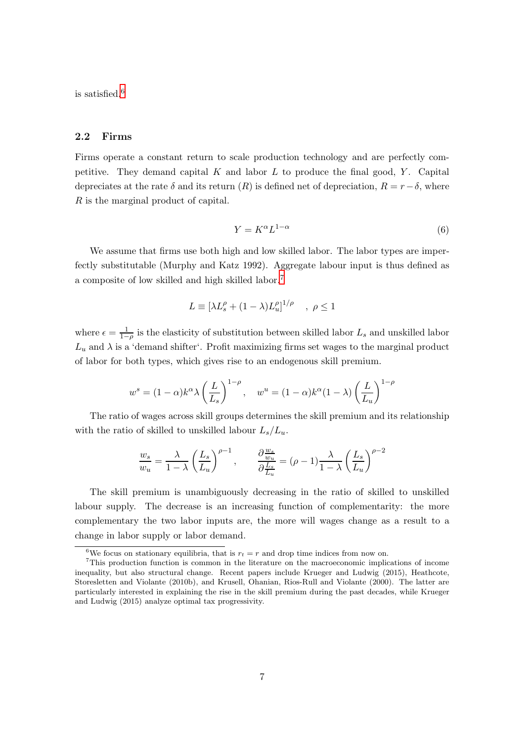is satisfied.[6]

### 2.2 Firms

Firms operate a constant return to scale production technology and are perfectly competitive. They demand capital $K$ and labor $L$ to produce the final good, $Y$. Capital depreciates at the rate $\delta$ and its return ($R$) is defined net of depreciation, $R = r - \delta$, where $R$ is the marginal product of capital.

$$Y = K^{\alpha} L^{1-\alpha} \tag{6}$$

We assume that firms use both high and low skilled labor. The labor types are imperfectly substitutable (Murphy and Katz 1992). Aggregate labour input is thus defined as a composite of low skilled and high skilled labor.[7]

$$L \equiv [\lambda L_s^{\rho} + (1-\lambda) L_u^{\rho}]^{1/\rho} \quad , \ \rho \leq 1$$

where $\epsilon = \frac{1}{1-\rho}$ is the elasticity of substitution between skilled labor $L_s$ and unskilled labor $L_u$ and $\lambda$ is a 'demand shifter'. Profit maximizing firms set wages to the marginal product of labor for both types, which gives rise to an endogenous skill premium.

$$w^s = (1-\alpha) k^{\alpha} \lambda \left(\frac{L}{L_s}\right)^{1-\rho}, \quad w^u = (1-\alpha) k^{\alpha} (1-\lambda) \left(\frac{L}{L_u}\right)^{1-\rho}$$

The ratio of wages across skill groups determines the skill premium and its relationship with the ratio of skilled to unskilled labour $L_s/L_u$.

$$\frac{w_s}{w_u} = \frac{\lambda}{1-\lambda} \left(\frac{L_s}{L_u}\right)^{\rho-1}, \qquad \frac{\partial \frac{w_s}{w_u}}{\partial \frac{L_s}{L_u}} = (\rho - 1) \frac{\lambda}{1-\lambda} \left(\frac{L_s}{L_u}\right)^{\rho-2}$$

The skill premium is unambiguously decreasing in the ratio of skilled to unskilled labour supply. The decrease is an increasing function of complementarity: the more complementary the two labor inputs are, the more will wages change as a result to a change in labor supply or labor demand.

---

[6] We focus on stationary equilibria, that is $r_t = r$ and drop time indices from now on.

[7] This production function is common in the literature on the macroeconomic implications of income inequality, but also structural change. Recent papers include Krueger and Ludwig (2015), Heathcote, Storesletten and Violante (2010b), and Krusell, Ohanian, Rios-Rull and Violante (2000). The latter are particularly interested in explaining the rise in the skill premium during the past decades, while Krueger and Ludwig (2015) analyze optimal tax progressivity.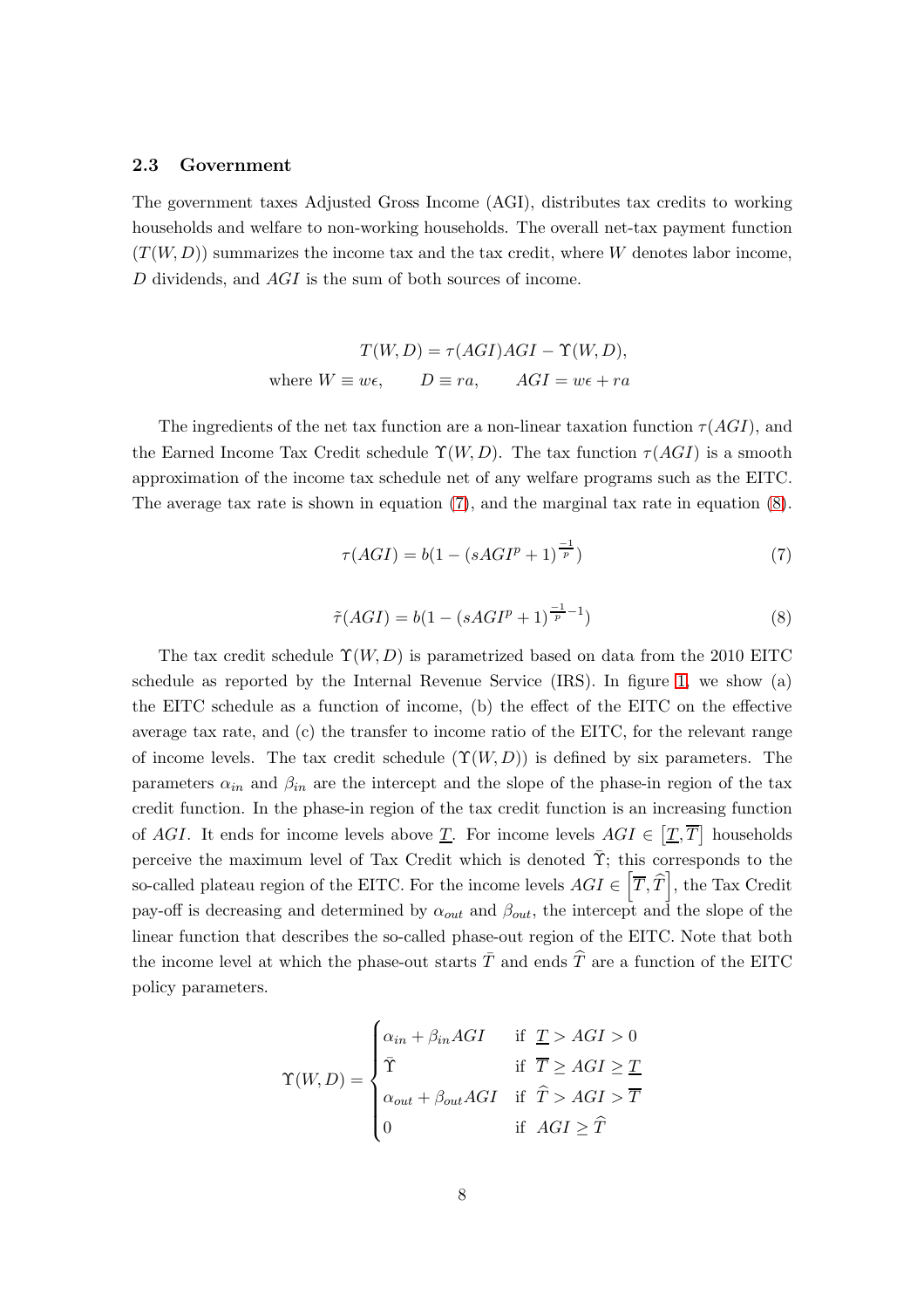### 2.3 Government

The government taxes Adjusted Gross Income (AGI), distributes tax credits to working households and welfare to non-working households. The overall net-tax payment function ($T(W, D)$) summarizes the income tax and the tax credit, where $W$ denotes labor income, $D$ dividends, and $AGI$ is the sum of both sources of income.

$$T(W, D) = \tau(AGI)AGI - \Upsilon(W, D),$$
$$\text{where } W \equiv w\epsilon, \qquad D \equiv ra, \qquad AGI = w\epsilon + ra$$

The ingredients of the net tax function are a non-linear taxation function $\tau(AGI)$, and the Earned Income Tax Credit schedule $\Upsilon(W, D)$. The tax function $\tau(AGI)$ is a smooth approximation of the income tax schedule net of any welfare programs such as the EITC. The average tax rate is shown in equation (7), and the marginal tax rate in equation (8).

$$\tau(AGI) = b(1 - (sAGI^p + 1)^{\frac{-1}{p}}) \tag{7}$$

$$\tilde{\tau}(AGI) = b(1 - (sAGI^p + 1)^{\frac{-1}{p} - 1}) \tag{8}$$

The tax credit schedule $\Upsilon(W, D)$ is parametrized based on data from the 2010 EITC schedule as reported by the Internal Revenue Service (IRS). In figure 1, we show (a) the EITC schedule as a function of income, (b) the effect of the EITC on the effective average tax rate, and (c) the transfer to income ratio of the EITC, for the relevant range of income levels. The tax credit schedule ($\Upsilon(W, D)$) is defined by six parameters. The parameters $\alpha_{in}$ and $\beta_{in}$ are the intercept and the slope of the phase-in region of the tax credit function. In the phase-in region of the tax credit function is an increasing function of $AGI$. It ends for income levels above $\underline{T}$. For income levels $AGI \in \left[\underline{T}, \overline{T}\right]$ households perceive the maximum level of Tax Credit which is denoted $\bar{\Upsilon}$; this corresponds to the so-called plateau region of the EITC. For the income levels $AGI \in \left[\overline{T}, \widehat{T}\right]$, the Tax Credit pay-off is decreasing and determined by $\alpha_{out}$ and $\beta_{out}$, the intercept and the slope of the linear function that describes the so-called phase-out region of the EITC. Note that both the income level at which the phase-out starts $\bar{T}$ and ends $\widehat{T}$ are a function of the EITC policy parameters.

$$\Upsilon(W, D) = \begin{cases} \alpha_{in} + \beta_{in} AGI & \text{if } \underline{T} > AGI > 0 \\ \bar{\Upsilon} & \text{if } \overline{T} \geq AGI \geq \underline{T} \\ \alpha_{out} + \beta_{out} AGI & \text{if } \widehat{T} > AGI > \overline{T} \\ 0 & \text{if } AGI \geq \widehat{T} \end{cases}$$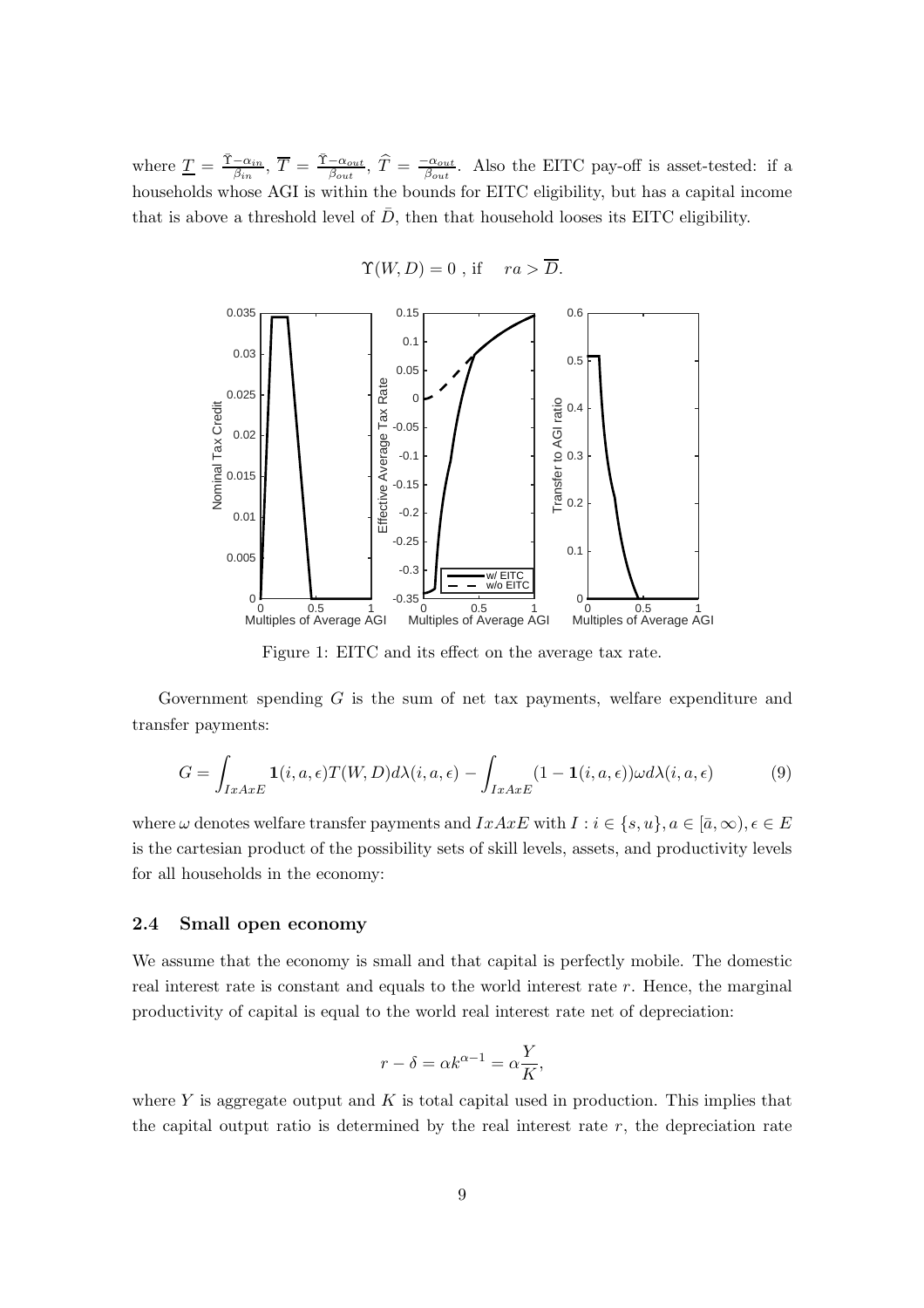where $\underline{T} = \frac{\bar{\Upsilon}-\alpha_{in}}{\beta_{in}}$, $\overline{T} = \frac{\bar{\Upsilon}-\alpha_{out}}{\beta_{out}}$, $\widehat{T} = \frac{-\alpha_{out}}{\beta_{out}}$. Also the EITC pay-off is asset-tested: if a households whose AGI is within the bounds for EITC eligibility, but has a capital income that is above a threshold level of $\bar{D}$, then that household looses its EITC eligibility.

$$\Upsilon(W, D) = 0 \text{ , if } \quad ra > \overline{D}.$$

Figure 1: EITC and its effect on the average tax rate.

Government spending $G$ is the sum of net tax payments, welfare expenditure and transfer payments:

$$G = \int_{IxAxE} \mathbf{1}(i, a, \epsilon) T(W, D) d\lambda(i, a, \epsilon) - \int_{IxAxE} (1 - \mathbf{1}(i, a, \epsilon)) \omega d\lambda(i, a, \epsilon) \tag{9}$$

where $\omega$ denotes welfare transfer payments and $IxAxE$ with $I : i \in \{s, u\}, a \in [\bar{a}, \infty), \epsilon \in E$ is the cartesian product of the possibility sets of skill levels, assets, and productivity levels for all households in the economy:

### 2.4 Small open economy

We assume that the economy is small and that capital is perfectly mobile. The domestic real interest rate is constant and equals to the world interest rate $r$. Hence, the marginal productivity of capital is equal to the world real interest rate net of depreciation:

$$r - \delta = \alpha k^{\alpha - 1} = \alpha \frac{Y}{K},$$

where $Y$ is aggregate output and $K$ is total capital used in production. This implies that the capital output ratio is determined by the real interest rate $r$, the depreciation rate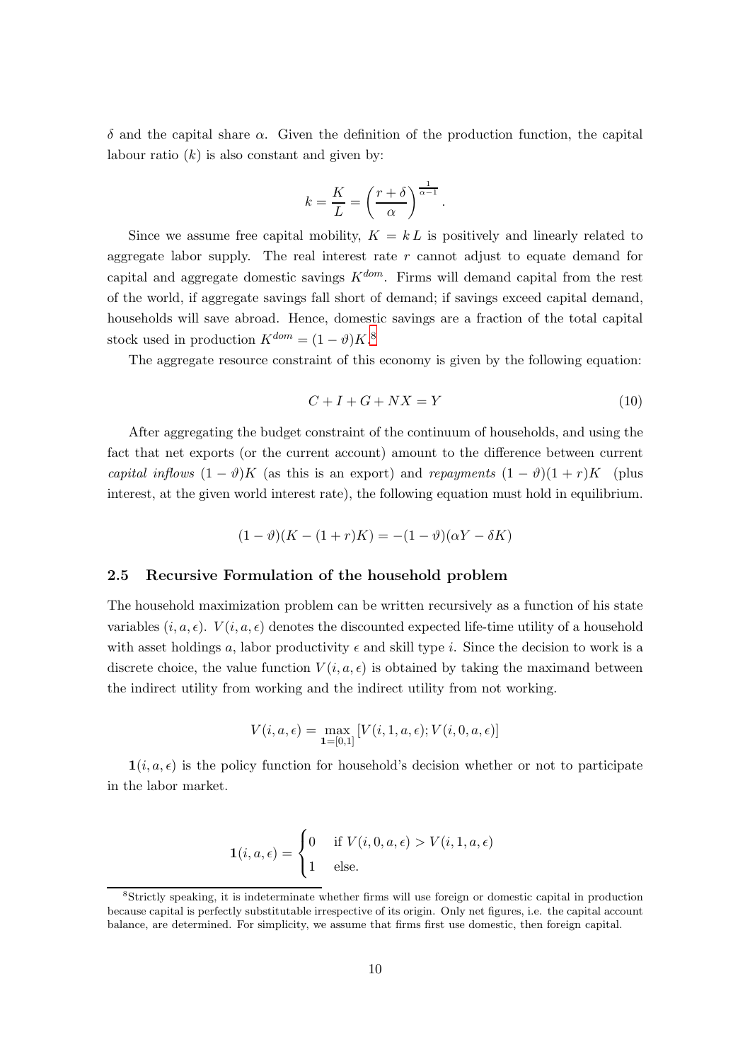$\delta$ and the capital share $\alpha$. Given the definition of the production function, the capital labour ratio ($k$) is also constant and given by:

$$k = \frac{K}{L} = \left(\frac{r+\delta}{\alpha}\right)^{\frac{1}{\alpha-1}}.$$

Since we assume free capital mobility, $K = k\,L$ is positively and linearly related to aggregate labor supply. The real interest rate $r$ cannot adjust to equate demand for capital and aggregate domestic savings $K^{dom}$. Firms will demand capital from the rest of the world, if aggregate savings fall short of demand; if savings exceed capital demand, households will save abroad. Hence, domestic savings are a fraction of the total capital stock used in production $K^{dom} = (1-\vartheta)K$.[8]

The aggregate resource constraint of this economy is given by the following equation:

$$C + I + G + NX = Y \tag{10}$$

After aggregating the budget constraint of the continuum of households, and using the fact that net exports (or the current account) amount to the difference between current *capital inflows* $(1-\vartheta)K$ (as this is an export) and *repayments* $(1-\vartheta)(1+r)K$ (plus interest, at the given world interest rate), the following equation must hold in equilibrium.

$$(1-\vartheta)(K - (1+r)K) = -(1-\vartheta)(\alpha Y - \delta K)$$

### 2.5 Recursive Formulation of the household problem

The household maximization problem can be written recursively as a function of his state variables $(i, a, \epsilon)$. $V(i, a, \epsilon)$ denotes the discounted expected life-time utility of a household with asset holdings $a$, labor productivity $\epsilon$ and skill type $i$. Since the decision to work is a discrete choice, the value function $V(i, a, \epsilon)$ is obtained by taking the maximand between the indirect utility from working and the indirect utility from not working.

$$V(i, a, \epsilon) = \max_{\mathbf{1}=[0,1]} \left[V(i, 1, a, \epsilon); V(i, 0, a, \epsilon)\right]$$

$\mathbf{1}(i, a, \epsilon)$ is the policy function for household's decision whether or not to participate in the labor market.

$$\mathbf{1}(i, a, \epsilon) = \begin{cases} 0 & \text{if } V(i, 0, a, \epsilon) > V(i, 1, a, \epsilon) \\ 1 & \text{else.} \end{cases}$$

[8] Strictly speaking, it is indeterminate whether firms will use foreign or domestic capital in production because capital is perfectly substitutable irrespective of its origin. Only net figures, i.e. the capital account balance, are determined. For simplicity, we assume that firms first use domestic, then foreign capital.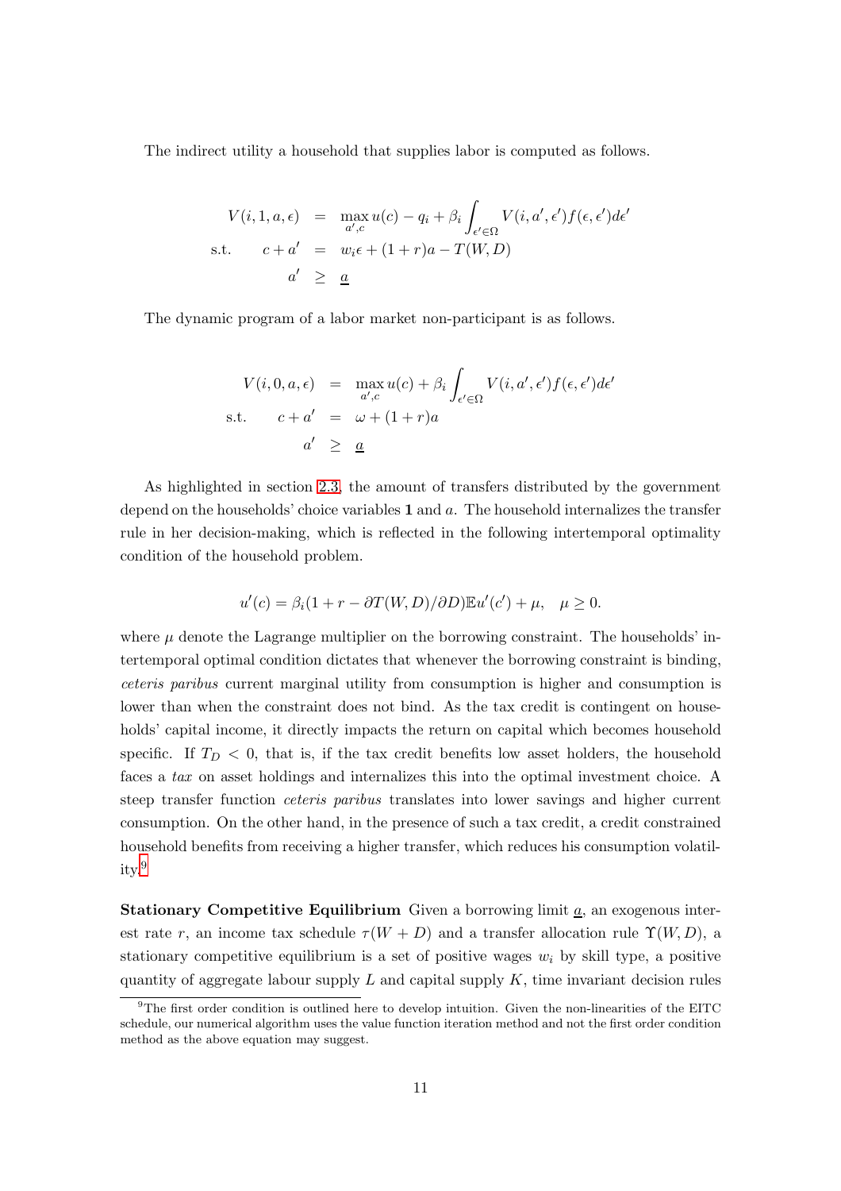The indirect utility a household that supplies labor is computed as follows.

$$
\begin{aligned}
V(i,1,a,\epsilon) &= \max_{a',c} u(c) - q_i + \beta_i \int_{\epsilon' \in \Omega} V(i,a',\epsilon') f(\epsilon,\epsilon') d\epsilon' \\
\text{s.t.} \qquad c + a' &= w_i \epsilon + (1+r)a - T(W,D) \\
a' &\geq \underline{a}
\end{aligned}
$$

The dynamic program of a labor market non-participant is as follows.

$$
\begin{aligned}
V(i,0,a,\epsilon) &= \max_{a',c} u(c) + \beta_i \int_{\epsilon' \in \Omega} V(i,a',\epsilon') f(\epsilon,\epsilon') d\epsilon' \\
\text{s.t.} \qquad c + a' &= \omega + (1+r)a \\
a' &\geq \underline{a}
\end{aligned}
$$

As highlighted in section 2.3, the amount of transfers distributed by the government depend on the households' choice variables $\mathbf{1}$ and $a$. The household internalizes the transfer rule in her decision-making, which is reflected in the following intertemporal optimality condition of the household problem.

$$
u'(c) = \beta_i (1 + r - \partial T(W,D)/\partial D) \mathbb{E} u'(c') + \mu, \quad \mu \geq 0.
$$

where $\mu$ denote the Lagrange multiplier on the borrowing constraint. The households' intertemporal optimal condition dictates that whenever the borrowing constraint is binding, *ceteris paribus* current marginal utility from consumption is higher and consumption is lower than when the constraint does not bind. As the tax credit is contingent on households' capital income, it directly impacts the return on capital which becomes household specific. If $T_D < 0$, that is, if the tax credit benefits low asset holders, the household faces a *tax* on asset holdings and internalizes this into the optimal investment choice. A steep transfer function *ceteris paribus* translates into lower savings and higher current consumption. On the other hand, in the presence of such a tax credit, a credit constrained household benefits from receiving a higher transfer, which reduces his consumption volatility.[9]

**Stationary Competitive Equilibrium** Given a borrowing limit $\underline{a}$, an exogenous interest rate $r$, an income tax schedule $\tau(W+D)$ and a transfer allocation rule $\Upsilon(W,D)$, a stationary competitive equilibrium is a set of positive wages $w_i$ by skill type, a positive quantity of aggregate labour supply $L$ and capital supply $K$, time invariant decision rules

[9]The first order condition is outlined here to develop intuition. Given the non-linearities of the EITC schedule, our numerical algorithm uses the value function iteration method and not the first order condition method as the above equation may suggest.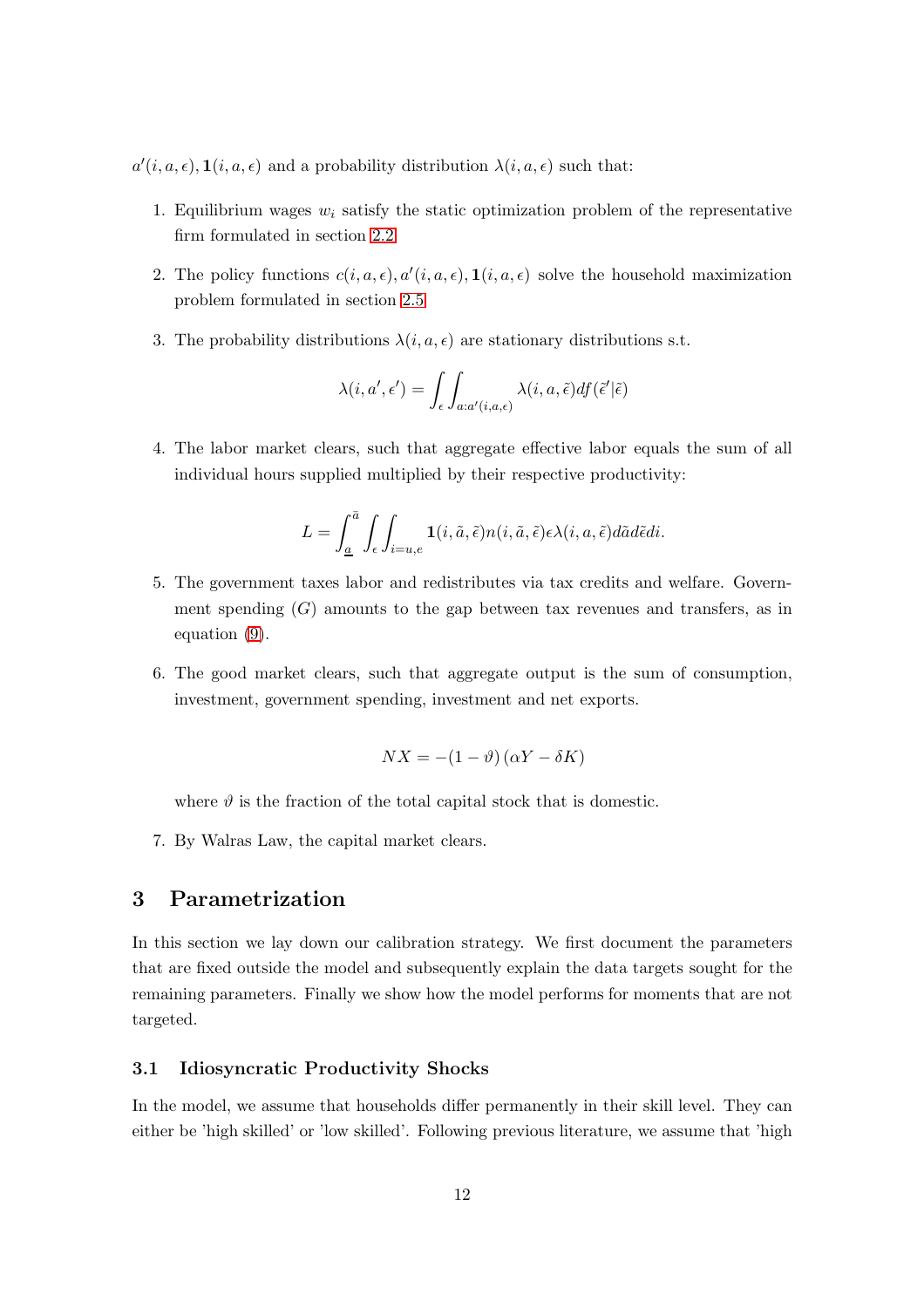$a'(i,a,\epsilon), \mathbf{1}(i,a,\epsilon)$ and a probability distribution $\lambda(i,a,\epsilon)$ such that:

1. Equilibrium wages $w_i$ satisfy the static optimization problem of the representative firm formulated in section 2.2
2. The policy functions $c(i,a,\epsilon), a'(i,a,\epsilon), \mathbf{1}(i,a,\epsilon)$ solve the household maximization problem formulated in section 2.5
3. The probability distributions $\lambda(i,a,\epsilon)$ are stationary distributions s.t.

$$\lambda(i,a',\epsilon') = \int_{\epsilon} \int_{a:a'(i,a,\epsilon)} \lambda(i,a,\tilde{\epsilon}) df(\tilde{\epsilon}'|\tilde{\epsilon})$$

4. The labor market clears, such that aggregate effective labor equals the sum of all individual hours supplied multiplied by their respective productivity:

$$L = \int_{\underline{a}}^{\bar{a}} \int_{\epsilon} \int_{i=u,e} \mathbf{1}(i,\tilde{a},\tilde{\epsilon}) n(i,\tilde{a},\tilde{\epsilon}) \epsilon \lambda(i,a,\tilde{\epsilon}) d\tilde{a} d\tilde{\epsilon} di.$$

5. The government taxes labor and redistributes via tax credits and welfare. Government spending ($G$) amounts to the gap between tax revenues and transfers, as in equation (9).
6. The good market clears, such that aggregate output is the sum of consumption, investment, government spending, investment and net exports.

$$NX = -(1-\vartheta)(\alpha Y - \delta K)$$

where $\vartheta$ is the fraction of the total capital stock that is domestic.

7. By Walras Law, the capital market clears.

# 3 Parametrization

In this section we lay down our calibration strategy. We first document the parameters that are fixed outside the model and subsequently explain the data targets sought for the remaining parameters. Finally we show how the model performs for moments that are not targeted.

## 3.1 Idiosyncratic Productivity Shocks

In the model, we assume that households differ permanently in their skill level. They can either be 'high skilled' or 'low skilled'. Following previous literature, we assume that 'high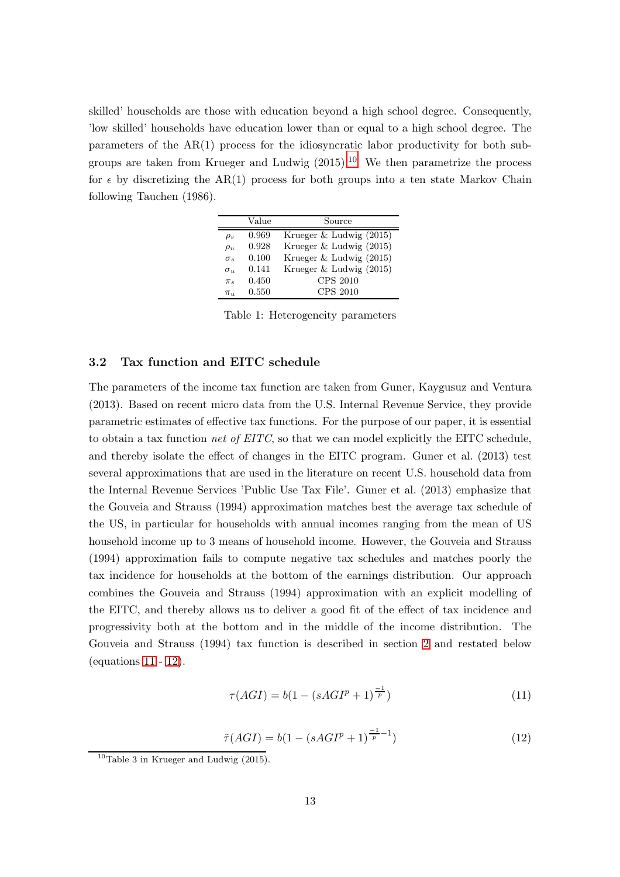skilled' households are those with education beyond a high school degree. Consequently, 'low skilled' households have education lower than or equal to a high school degree. The parameters of the AR(1) process for the idiosyncratic labor productivity for both subgroups are taken from Krueger and Ludwig (2015).[10] We then parametrize the process for $\epsilon$ by discretizing the AR(1) process for both groups into a ten state Markov Chain following Tauchen (1986).

| | Value | Source |
|---|---|---|
| $\rho_s$ | 0.969 | Krueger & Ludwig (2015) |
| $\rho_u$ | 0.928 | Krueger & Ludwig (2015) |
| $\sigma_s$ | 0.100 | Krueger & Ludwig (2015) |
| $\sigma_u$ | 0.141 | Krueger & Ludwig (2015) |
| $\pi_s$ | 0.450 | CPS 2010 |
| $\pi_u$ | 0.550 | CPS 2010 |

Table 1: Heterogeneity parameters

### 3.2 Tax function and EITC schedule

The parameters of the income tax function are taken from Guner, Kaygusuz and Ventura (2013). Based on recent micro data from the U.S. Internal Revenue Service, they provide parametric estimates of effective tax functions. For the purpose of our paper, it is essential to obtain a tax function *net of EITC*, so that we can model explicitly the EITC schedule, and thereby isolate the effect of changes in the EITC program. Guner et al. (2013) test several approximations that are used in the literature on recent U.S. household data from the Internal Revenue Services 'Public Use Tax File'. Guner et al. (2013) emphasize that the Gouveia and Strauss (1994) approximation matches best the average tax schedule of the US, in particular for households with annual incomes ranging from the mean of US household income up to 3 means of household income. However, the Gouveia and Strauss (1994) approximation fails to compute negative tax schedules and matches poorly the tax incidence for households at the bottom of the earnings distribution. Our approach combines the Gouveia and Strauss (1994) approximation with an explicit modelling of the EITC, and thereby allows us to deliver a good fit of the effect of tax incidence and progressivity both at the bottom and in the middle of the income distribution. The Gouveia and Strauss (1994) tax function is described in section 2 and restated below (equations 11 - 12).

$$\tau(AGI) = b(1 - (sAGI^p + 1)^{\frac{-1}{p}}) \tag{11}$$

$$\tilde{\tau}(AGI) = b(1 - (sAGI^p + 1)^{\frac{-1}{p}-1}) \tag{12}$$

[10] Table 3 in Krueger and Ludwig (2015).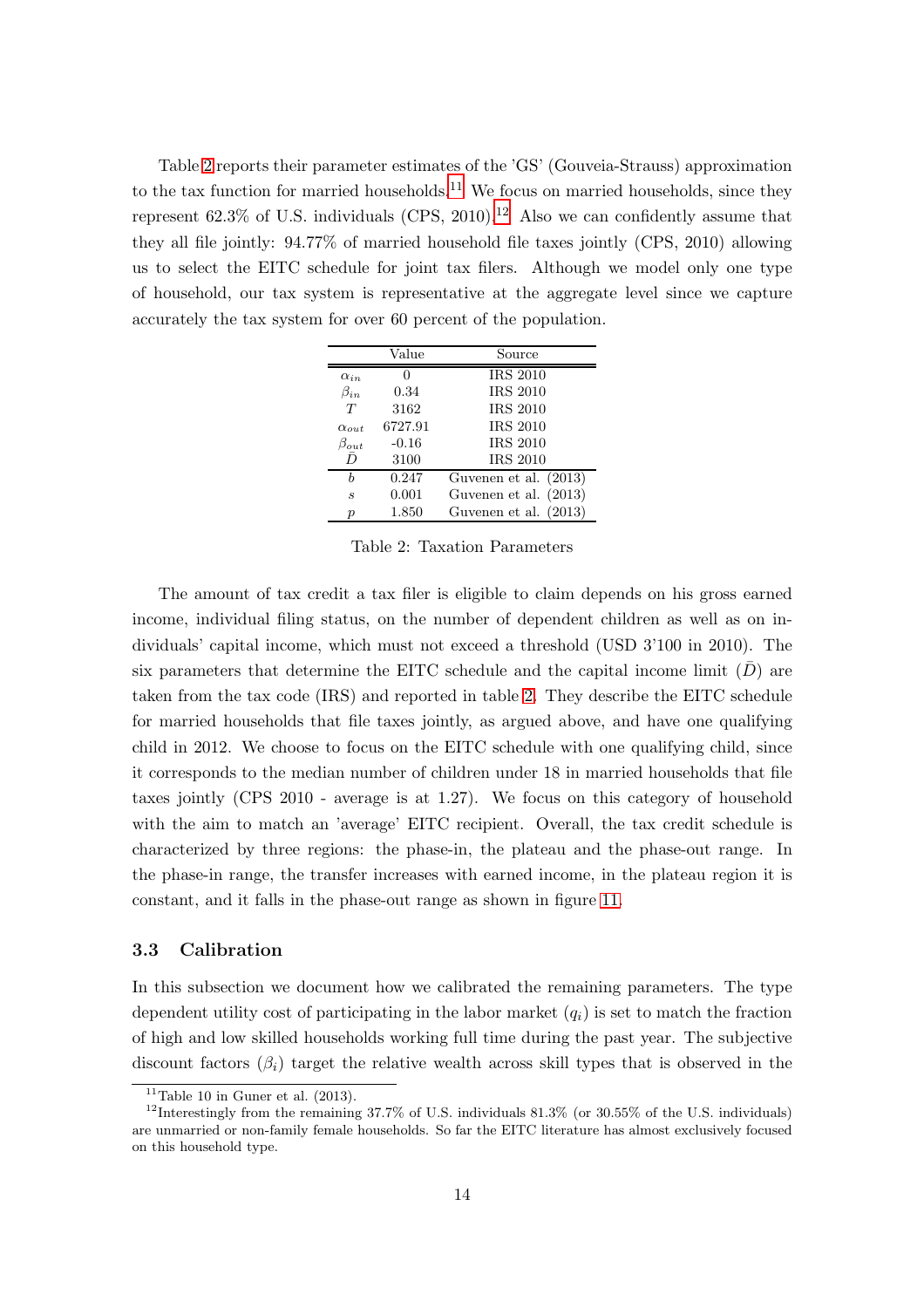Table 2 reports their parameter estimates of the 'GS' (Gouveia-Strauss) approximation to the tax function for married households.[11] We focus on married households, since they represent 62.3% of U.S. individuals (CPS, 2010).[12] Also we can confidently assume that they all file jointly: 94.77% of married household file taxes jointly (CPS, 2010) allowing us to select the EITC schedule for joint tax filers. Although we model only one type of household, our tax system is representative at the aggregate level since we capture accurately the tax system for over 60 percent of the population.

| | Value | Source |
|---|---|---|
| $\alpha_{in}$ | 0 | IRS 2010 |
| $\beta_{in}$ | 0.34 | IRS 2010 |
| $T$ | 3162 | IRS 2010 |
| $\alpha_{out}$ | 6727.91 | IRS 2010 |
| $\beta_{out}$ | -0.16 | IRS 2010 |
| $\bar{D}$ | 3100 | IRS 2010 |
| $b$ | 0.247 | Guvenen et al. (2013) |
| $s$ | 0.001 | Guvenen et al. (2013) |
| $p$ | 1.850 | Guvenen et al. (2013) |

Table 2: Taxation Parameters

The amount of tax credit a tax filer is eligible to claim depends on his gross earned income, individual filing status, on the number of dependent children as well as on individuals' capital income, which must not exceed a threshold (USD 3'100 in 2010). The six parameters that determine the EITC schedule and the capital income limit ($\bar{D}$) are taken from the tax code (IRS) and reported in table 2. They describe the EITC schedule for married households that file taxes jointly, as argued above, and have one qualifying child in 2012. We choose to focus on the EITC schedule with one qualifying child, since it corresponds to the median number of children under 18 in married households that file taxes jointly (CPS 2010 - average is at 1.27). We focus on this category of household with the aim to match an 'average' EITC recipient. Overall, the tax credit schedule is characterized by three regions: the phase-in, the plateau and the phase-out range. In the phase-in range, the transfer increases with earned income, in the plateau region it is constant, and it falls in the phase-out range as shown in figure 11.

### 3.3 Calibration

In this subsection we document how we calibrated the remaining parameters. The type dependent utility cost of participating in the labor market ($q_i$) is set to match the fraction of high and low skilled households working full time during the past year. The subjective discount factors ($\beta_i$) target the relative wealth across skill types that is observed in the

[11] Table 10 in Guner et al. (2013).

[12] Interestingly from the remaining 37.7% of U.S. individuals 81.3% (or 30.55% of the U.S. individuals) are unmarried or non-family female households. So far the EITC literature has almost exclusively focused on this household type.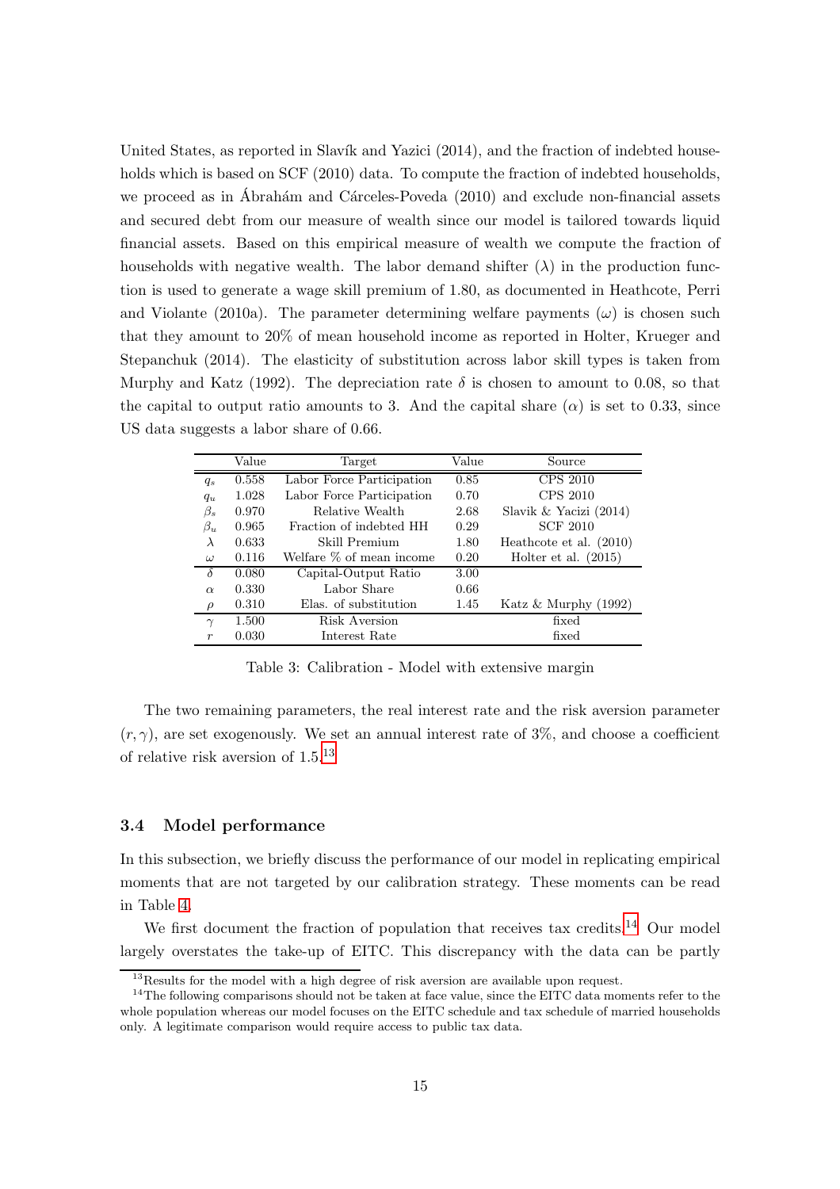United States, as reported in Slavík and Yazici (2014), and the fraction of indebted households which is based on SCF (2010) data. To compute the fraction of indebted households, we proceed as in Ábrahám and Cárceles-Poveda (2010) and exclude non-financial assets and secured debt from our measure of wealth since our model is tailored towards liquid financial assets. Based on this empirical measure of wealth we compute the fraction of households with negative wealth. The labor demand shifter ($\lambda$) in the production function is used to generate a wage skill premium of 1.80, as documented in Heathcote, Perri and Violante (2010a). The parameter determining welfare payments ($\omega$) is chosen such that they amount to 20% of mean household income as reported in Holter, Krueger and Stepanchuk (2014). The elasticity of substitution across labor skill types is taken from Murphy and Katz (1992). The depreciation rate $\delta$ is chosen to amount to 0.08, so that the capital to output ratio amounts to 3. And the capital share ($\alpha$) is set to 0.33, since US data suggests a labor share of 0.66.

| | Value | Target | Value | Source |
|---|---|---|---|---|
| $q_s$ | 0.558 | Labor Force Participation | 0.85 | CPS 2010 |
| $q_u$ | 1.028 | Labor Force Participation | 0.70 | CPS 2010 |
| $\beta_s$ | 0.970 | Relative Wealth | 2.68 | Slavik & Yacizi (2014) |
| $\beta_u$ | 0.965 | Fraction of indebted HH | 0.29 | SCF 2010 |
| $\lambda$ | 0.633 | Skill Premium | 1.80 | Heathcote et al. (2010) |
| $\omega$ | 0.116 | Welfare % of mean income | 0.20 | Holter et al. (2015) |
| $\delta$ | 0.080 | Capital-Output Ratio | 3.00 | |
| $\alpha$ | 0.330 | Labor Share | 0.66 | |
| $\rho$ | 0.310 | Elas. of substitution | 1.45 | Katz & Murphy (1992) |
| $\gamma$ | 1.500 | Risk Aversion | | fixed |
| $r$ | 0.030 | Interest Rate | | fixed |

Table 3: Calibration - Model with extensive margin

The two remaining parameters, the real interest rate and the risk aversion parameter $(r, \gamma)$, are set exogenously. We set an annual interest rate of 3%, and choose a coefficient of relative risk aversion of 1.5.[13]

### 3.4 Model performance

In this subsection, we briefly discuss the performance of our model in replicating empirical moments that are not targeted by our calibration strategy. These moments can be read in Table 4.

We first document the fraction of population that receives tax credits.[14] Our model largely overstates the take-up of EITC. This discrepancy with the data can be partly

[13] Results for the model with a high degree of risk aversion are available upon request.

[14] The following comparisons should not be taken at face value, since the EITC data moments refer to the whole population whereas our model focuses on the EITC schedule and tax schedule of married households only. A legitimate comparison would require access to public tax data.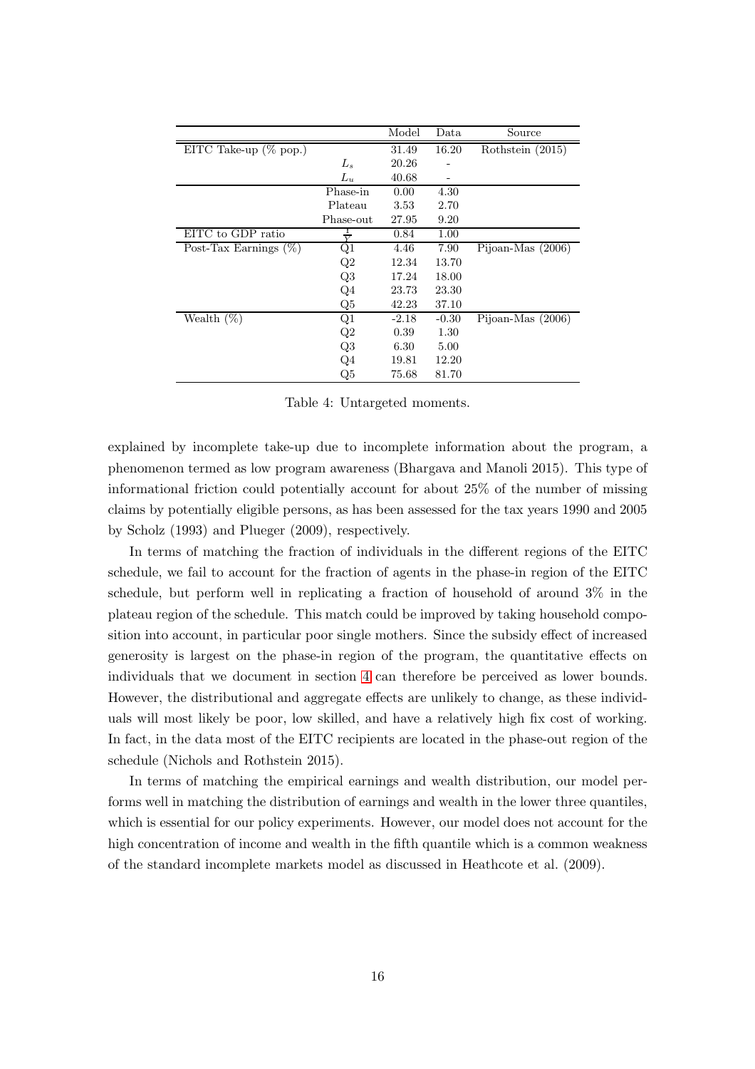| | | Model | Data | Source |
|---|---|---|---|---|
| EITC Take-up (% pop.) | | 31.49 | 16.20 | Rothstein (2015) |
| | $L_s$ | 20.26 | - | |
| | $L_u$ | 40.68 | - | |
| | Phase-in | 0.00 | 4.30 | |
| | Plateau | 3.53 | 2.70 | |
| | Phase-out | 27.95 | 9.20 | |
| EITC to GDP ratio | $\frac{I}{Y}$ | 0.84 | 1.00 | |
| Post-Tax Earnings (%) | Q1 | 4.46 | 7.90 | Pijoan-Mas (2006) |
| | Q2 | 12.34 | 13.70 | |
| | Q3 | 17.24 | 18.00 | |
| | Q4 | 23.73 | 23.30 | |
| | Q5 | 42.23 | 37.10 | |
| Wealth (%) | Q1 | -2.18 | -0.30 | Pijoan-Mas (2006) |
| | Q2 | 0.39 | 1.30 | |
| | Q3 | 6.30 | 5.00 | |
| | Q4 | 19.81 | 12.20 | |
| | Q5 | 75.68 | 81.70 | |

Table 4: Untargeted moments.

explained by incomplete take-up due to incomplete information about the program, a phenomenon termed as low program awareness (Bhargava and Manoli 2015). This type of informational friction could potentially account for about 25% of the number of missing claims by potentially eligible persons, as has been assessed for the tax years 1990 and 2005 by Scholz (1993) and Plueger (2009), respectively.

In terms of matching the fraction of individuals in the different regions of the EITC schedule, we fail to account for the fraction of agents in the phase-in region of the EITC schedule, but perform well in replicating a fraction of household of around 3% in the plateau region of the schedule. This match could be improved by taking household composition into account, in particular poor single mothers. Since the subsidy effect of increased generosity is largest on the phase-in region of the program, the quantitative effects on individuals that we document in section 4 can therefore be perceived as lower bounds. However, the distributional and aggregate effects are unlikely to change, as these individuals will most likely be poor, low skilled, and have a relatively high fix cost of working. In fact, in the data most of the EITC recipients are located in the phase-out region of the schedule (Nichols and Rothstein 2015).

In terms of matching the empirical earnings and wealth distribution, our model performs well in matching the distribution of earnings and wealth in the lower three quantiles, which is essential for our policy experiments. However, our model does not account for the high concentration of income and wealth in the fifth quantile which is a common weakness of the standard incomplete markets model as discussed in Heathcote et al. (2009).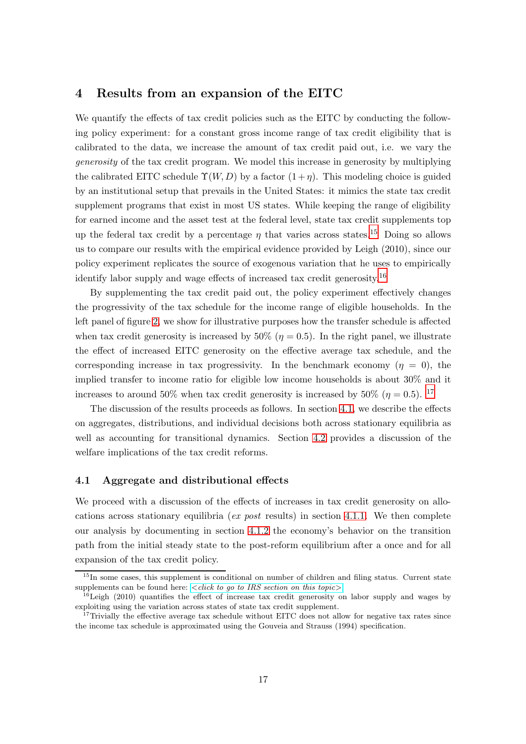## 4 Results from an expansion of the EITC

We quantify the effects of tax credit policies such as the EITC by conducting the following policy experiment: for a constant gross income range of tax credit eligibility that is calibrated to the data, we increase the amount of tax credit paid out, i.e. we vary the *generosity* of the tax credit program. We model this increase in generosity by multiplying the calibrated EITC schedule $\Upsilon(W, D)$ by a factor $(1+\eta)$. This modeling choice is guided by an institutional setup that prevails in the United States: it mimics the state tax credit supplement programs that exist in most US states. While keeping the range of eligibility for earned income and the asset test at the federal level, state tax credit supplements top up the federal tax credit by a percentage $\eta$ that varies across states.[15] Doing so allows us to compare our results with the empirical evidence provided by Leigh (2010), since our policy experiment replicates the source of exogenous variation that he uses to empirically identify labor supply and wage effects of increased tax credit generosity.[16]

By supplementing the tax credit paid out, the policy experiment effectively changes the progressivity of the tax schedule for the income range of eligible households. In the left panel of figure 2, we show for illustrative purposes how the transfer schedule is affected when tax credit generosity is increased by 50% ($\eta = 0.5$). In the right panel, we illustrate the effect of increased EITC generosity on the effective average tax schedule, and the corresponding increase in tax progressivity. In the benchmark economy ($\eta = 0$), the implied transfer to income ratio for eligible low income households is about 30% and it increases to around 50% when tax credit generosity is increased by 50% ($\eta = 0.5$).[17]

The discussion of the results proceeds as follows. In section 4.1, we describe the effects on aggregates, distributions, and individual decisions both across stationary equilibria as well as accounting for transitional dynamics. Section 4.2 provides a discussion of the welfare implications of the tax credit reforms.

### 4.1 Aggregate and distributional effects

We proceed with a discussion of the effects of increases in tax credit generosity on allocations across stationary equilibria (*ex post* results) in section 4.1.1. We then complete our analysis by documenting in section 4.1.2 the economy's behavior on the transition path from the initial steady state to the post-reform equilibrium after a once and for all expansion of the tax credit policy.

---

[15] In some cases, this supplement is conditional on number of children and filing status. Current state supplements can be found here: *<click to go to IRS section on this topic>*

[16] Leigh (2010) quantifies the effect of increase tax credit generosity on labor supply and wages by exploiting using the variation across states of state tax credit supplement.

[17] Trivially the effective average tax schedule without EITC does not allow for negative tax rates since the income tax schedule is approximated using the Gouveia and Strauss (1994) specification.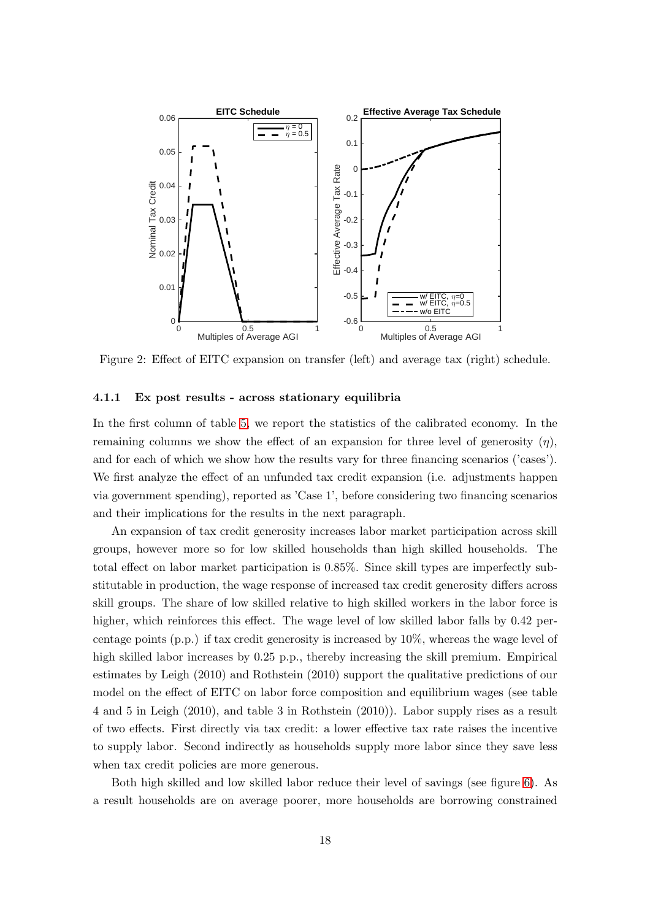Figure 2: Effect of EITC expansion on transfer (left) and average tax (right) schedule.

#### 4.1.1 Ex post results - across stationary equilibria

In the first column of table 5, we report the statistics of the calibrated economy. In the remaining columns we show the effect of an expansion for three level of generosity ($\eta$), and for each of which we show how the results vary for three financing scenarios ('cases'). We first analyze the effect of an unfunded tax credit expansion (i.e. adjustments happen via government spending), reported as 'Case 1', before considering two financing scenarios and their implications for the results in the next paragraph.

An expansion of tax credit generosity increases labor market participation across skill groups, however more so for low skilled households than high skilled households. The total effect on labor market participation is 0.85%. Since skill types are imperfectly substitutable in production, the wage response of increased tax credit generosity differs across skill groups. The share of low skilled relative to high skilled workers in the labor force is higher, which reinforces this effect. The wage level of low skilled labor falls by 0.42 percentage points (p.p.) if tax credit generosity is increased by 10%, whereas the wage level of high skilled labor increases by 0.25 p.p., thereby increasing the skill premium. Empirical estimates by Leigh (2010) and Rothstein (2010) support the qualitative predictions of our model on the effect of EITC on labor force composition and equilibrium wages (see table 4 and 5 in Leigh (2010), and table 3 in Rothstein (2010)). Labor supply rises as a result of two effects. First directly via tax credit: a lower effective tax rate raises the incentive to supply labor. Second indirectly as households supply more labor since they save less when tax credit policies are more generous.

Both high skilled and low skilled labor reduce their level of savings (see figure 6). As a result households are on average poorer, more households are borrowing constrained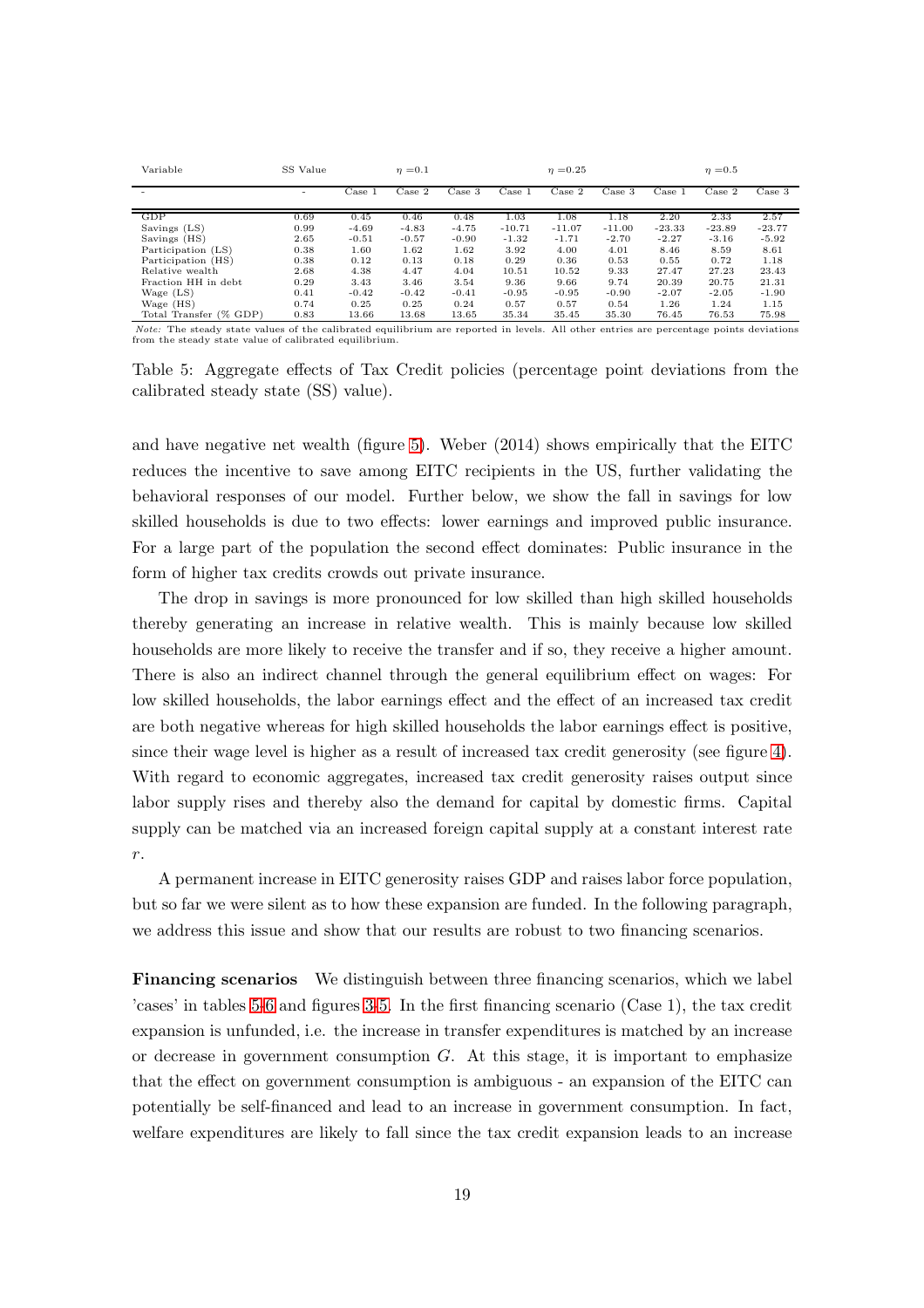| Variable | SS Value | $\eta$ =0.1 | | | $\eta$ =0.25 | | | $\eta$ =0.5 | | |
|---|---|---|---|---|---|---|---|---|---|---|
| - | - | Case 1 | Case 2 | Case 3 | Case 1 | Case 2 | Case 3 | Case 1 | Case 2 | Case 3 |
| GDP | 0.69 | 0.45 | 0.46 | 0.48 | 1.03 | 1.08 | 1.18 | 2.20 | 2.33 | 2.57 |
| Savings (LS) | 0.99 | -4.69 | -4.83 | -4.75 | -10.71 | -11.07 | -11.00 | -23.33 | -23.89 | -23.77 |
| Savings (HS) | 2.65 | -0.51 | -0.57 | -0.90 | -1.32 | -1.71 | -2.70 | -2.27 | -3.16 | -5.92 |
| Participation (LS) | 0.38 | 1.60 | 1.62 | 1.62 | 3.92 | 4.00 | 4.01 | 8.46 | 8.59 | 8.61 |
| Participation (HS) | 0.38 | 0.12 | 0.13 | 0.18 | 0.29 | 0.36 | 0.53 | 0.55 | 0.72 | 1.18 |
| Relative wealth | 2.68 | 4.38 | 4.47 | 4.04 | 10.51 | 10.52 | 9.33 | 27.47 | 27.23 | 23.43 |
| Fraction HH in debt | 0.29 | 3.43 | 3.46 | 3.54 | 9.36 | 9.66 | 9.74 | 20.39 | 20.75 | 21.31 |
| Wage (LS) | 0.41 | -0.42 | -0.42 | -0.41 | -0.95 | -0.95 | -0.90 | -2.07 | -2.05 | -1.90 |
| Wage (HS) | 0.74 | 0.25 | 0.25 | 0.24 | 0.57 | 0.57 | 0.54 | 1.26 | 1.24 | 1.15 |
| Total Transfer (% GDP) | 0.83 | 13.66 | 13.68 | 13.65 | 35.34 | 35.45 | 35.30 | 76.45 | 76.53 | 75.98 |

*Note:* The steady state values of the calibrated equilibrium are reported in levels. All other entries are percentage points deviations from the steady state value of calibrated equilibrium.

Table 5: Aggregate effects of Tax Credit policies (percentage point deviations from the calibrated steady state (SS) value).

and have negative net wealth (figure 5). Weber (2014) shows empirically that the EITC reduces the incentive to save among EITC recipients in the US, further validating the behavioral responses of our model. Further below, we show the fall in savings for low skilled households is due to two effects: lower earnings and improved public insurance. For a large part of the population the second effect dominates: Public insurance in the form of higher tax credits crowds out private insurance.

The drop in savings is more pronounced for low skilled than high skilled households thereby generating an increase in relative wealth. This is mainly because low skilled households are more likely to receive the transfer and if so, they receive a higher amount. There is also an indirect channel through the general equilibrium effect on wages: For low skilled households, the labor earnings effect and the effect of an increased tax credit are both negative whereas for high skilled households the labor earnings effect is positive, since their wage level is higher as a result of increased tax credit generosity (see figure 4). With regard to economic aggregates, increased tax credit generosity raises output since labor supply rises and thereby also the demand for capital by domestic firms. Capital supply can be matched via an increased foreign capital supply at a constant interest rate $r$.

A permanent increase in EITC generosity raises GDP and raises labor force population, but so far we were silent as to how these expansion are funded. In the following paragraph, we address this issue and show that our results are robust to two financing scenarios.

**Financing scenarios** We distinguish between three financing scenarios, which we label 'cases' in tables 5-6 and figures 3-5. In the first financing scenario (Case 1), the tax credit expansion is unfunded, i.e. the increase in transfer expenditures is matched by an increase or decrease in government consumption $G$. At this stage, it is important to emphasize that the effect on government consumption is ambiguous - an expansion of the EITC can potentially be self-financed and lead to an increase in government consumption. In fact, welfare expenditures are likely to fall since the tax credit expansion leads to an increase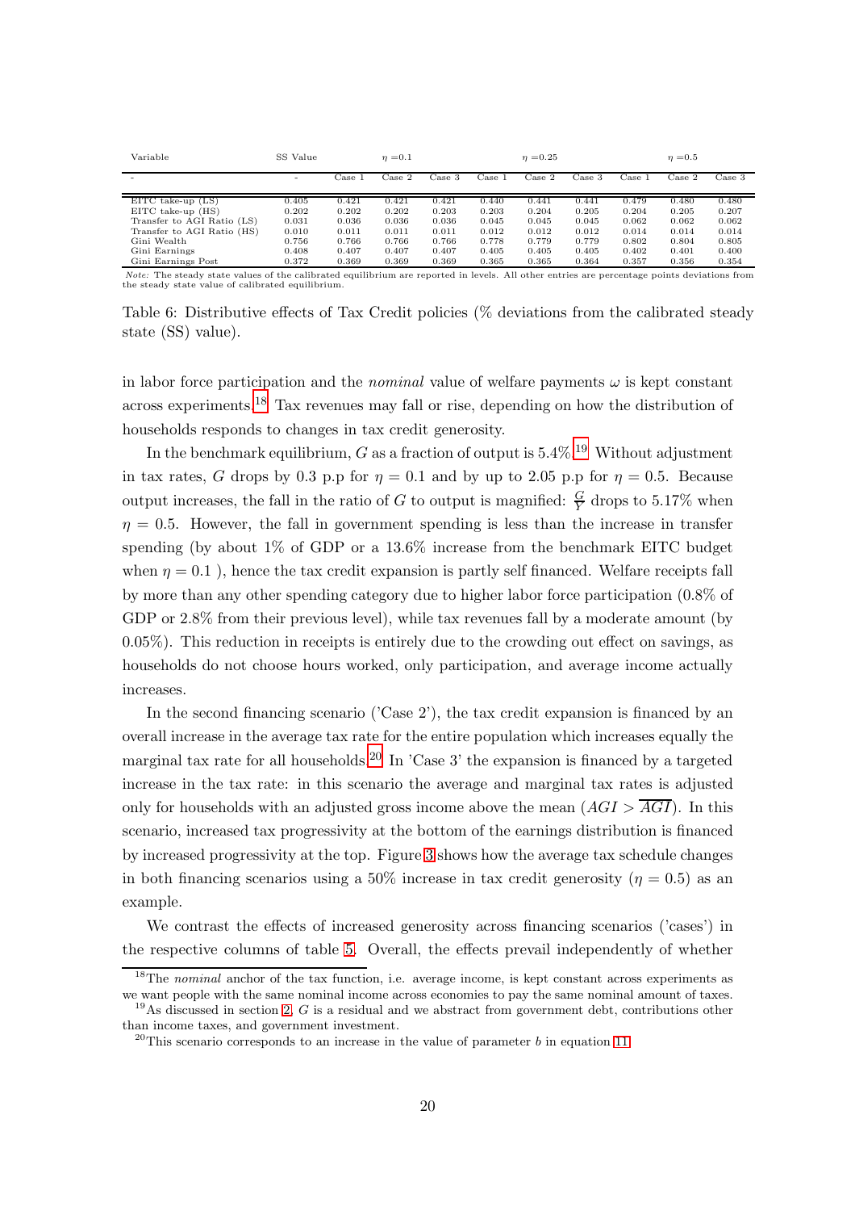| Variable | SS Value | $\eta$ =0.1 | | | $\eta$ =0.25 | | | $\eta$ =0.5 | | |
|---|---|---|---|---|---|---|---|---|---|---|
| - | - | Case 1 | Case 2 | Case 3 | Case 1 | Case 2 | Case 3 | Case 1 | Case 2 | Case 3 |
| EITC take-up (LS) | 0.405 | 0.421 | 0.421 | 0.421 | 0.440 | 0.441 | 0.441 | 0.479 | 0.480 | 0.480 |
| EITC take-up (HS) | 0.202 | 0.202 | 0.202 | 0.203 | 0.203 | 0.204 | 0.205 | 0.204 | 0.205 | 0.207 |
| Transfer to AGI Ratio (LS) | 0.031 | 0.036 | 0.036 | 0.036 | 0.045 | 0.045 | 0.045 | 0.062 | 0.062 | 0.062 |
| Transfer to AGI Ratio (HS) | 0.010 | 0.011 | 0.011 | 0.011 | 0.012 | 0.012 | 0.012 | 0.014 | 0.014 | 0.014 |
| Gini Wealth | 0.756 | 0.766 | 0.766 | 0.766 | 0.778 | 0.779 | 0.779 | 0.802 | 0.804 | 0.805 |
| Gini Earnings | 0.408 | 0.407 | 0.407 | 0.407 | 0.405 | 0.405 | 0.405 | 0.402 | 0.401 | 0.400 |
| Gini Earnings Post | 0.372 | 0.369 | 0.369 | 0.369 | 0.365 | 0.365 | 0.364 | 0.357 | 0.356 | 0.354 |

*Note:* The steady state values of the calibrated equilibrium are reported in levels. All other entries are percentage points deviations from the steady state value of calibrated equilibrium.

Table 6: Distributive effects of Tax Credit policies (% deviations from the calibrated steady state (SS) value).

in labor force participation and the *nominal* value of welfare payments $\omega$ is kept constant across experiments.[18] Tax revenues may fall or rise, depending on how the distribution of households responds to changes in tax credit generosity.

In the benchmark equilibrium, $G$ as a fraction of output is 5.4%.[19] Without adjustment in tax rates, $G$ drops by 0.3 p.p for $\eta = 0.1$ and by up to 2.05 p.p for $\eta = 0.5$. Because output increases, the fall in the ratio of $G$ to output is magnified: $\frac{G}{Y}$ drops to 5.17% when $\eta = 0.5$. However, the fall in government spending is less than the increase in transfer spending (by about 1% of GDP or a 13.6% increase from the benchmark EITC budget when $\eta = 0.1$ ), hence the tax credit expansion is partly self financed. Welfare receipts fall by more than any other spending category due to higher labor force participation (0.8% of GDP or 2.8% from their previous level), while tax revenues fall by a moderate amount (by 0.05%). This reduction in receipts is entirely due to the crowding out effect on savings, as households do not choose hours worked, only participation, and average income actually increases.

In the second financing scenario ('Case 2'), the tax credit expansion is financed by an overall increase in the average tax rate for the entire population which increases equally the marginal tax rate for all households.[20] In 'Case 3' the expansion is financed by a targeted increase in the tax rate: in this scenario the average and marginal tax rates is adjusted only for households with an adjusted gross income above the mean ($AGI > \overline{AGI}$). In this scenario, increased tax progressivity at the bottom of the earnings distribution is financed by increased progressivity at the top. Figure 3 shows how the average tax schedule changes in both financing scenarios using a 50% increase in tax credit generosity ($\eta = 0.5$) as an example.

We contrast the effects of increased generosity across financing scenarios ('cases') in the respective columns of table 5. Overall, the effects prevail independently of whether

[18] The *nominal* anchor of the tax function, i.e. average income, is kept constant across experiments as we want people with the same nominal income across economies to pay the same nominal amount of taxes.

[19] As discussed in section 2, $G$ is a residual and we abstract from government debt, contributions other than income taxes, and government investment.

[20] This scenario corresponds to an increase in the value of parameter $b$ in equation 11.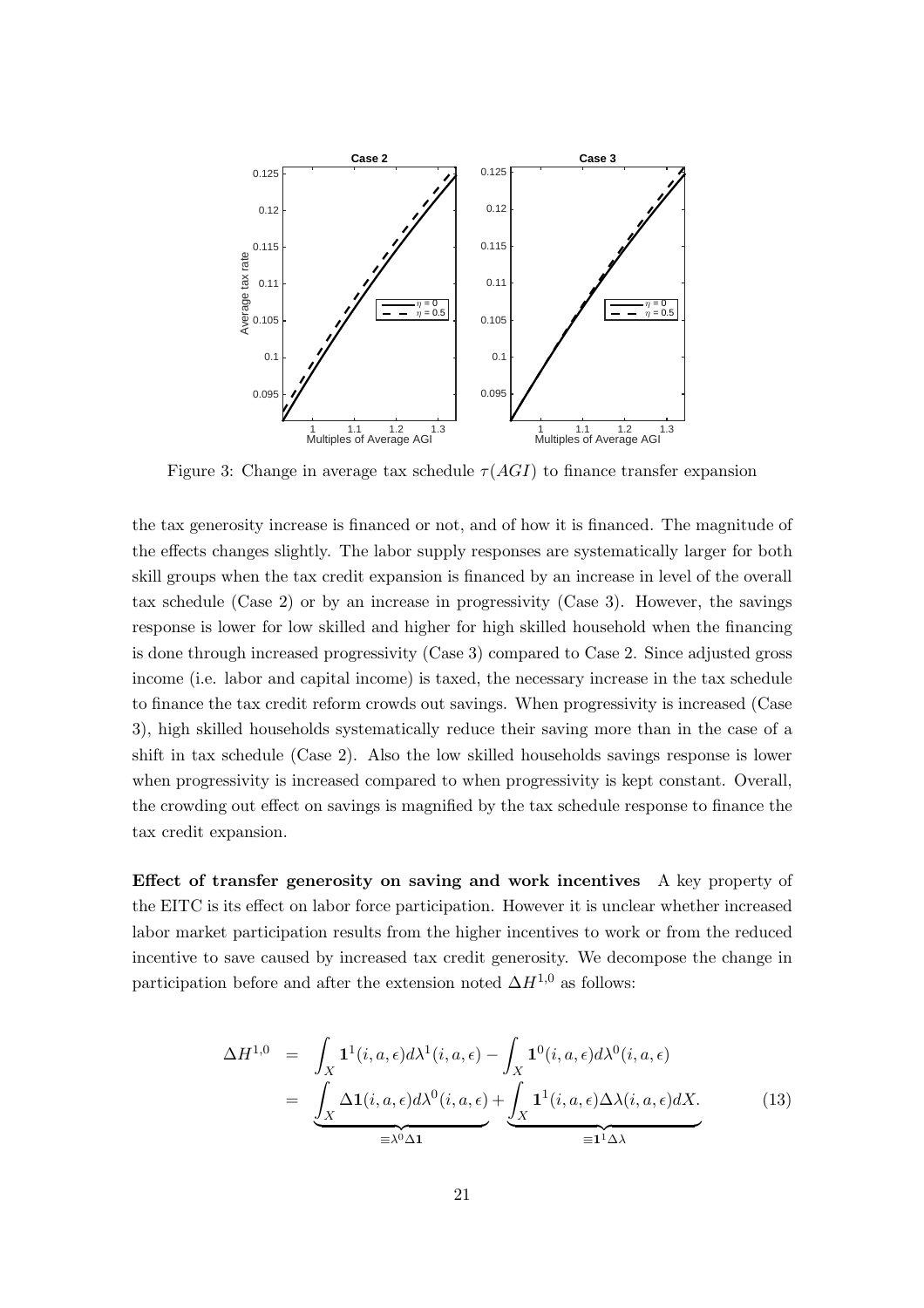Figure 3: Change in average tax schedule $\tau(AGI)$ to finance transfer expansion

the tax generosity increase is financed or not, and of how it is financed. The magnitude of the effects changes slightly. The labor supply responses are systematically larger for both skill groups when the tax credit expansion is financed by an increase in level of the overall tax schedule (Case 2) or by an increase in progressivity (Case 3). However, the savings response is lower for low skilled and higher for high skilled household when the financing is done through increased progressivity (Case 3) compared to Case 2. Since adjusted gross income (i.e. labor and capital income) is taxed, the necessary increase in the tax schedule to finance the tax credit reform crowds out savings. When progressivity is increased (Case 3), high skilled households systematically reduce their saving more than in the case of a shift in tax schedule (Case 2). Also the low skilled households savings response is lower when progressivity is increased compared to when progressivity is kept constant. Overall, the crowding out effect on savings is magnified by the tax schedule response to finance the tax credit expansion.

**Effect of transfer generosity on saving and work incentives** A key property of the EITC is its effect on labor force participation. However it is unclear whether increased labor market participation results from the higher incentives to work or from the reduced incentive to save caused by increased tax credit generosity. We decompose the change in participation before and after the extension noted $\Delta H^{1,0}$ as follows:

$$
\begin{aligned}
\Delta H^{1,0} &= \int_X \mathbf{1}^1(i,a,\epsilon)d\lambda^1(i,a,\epsilon) - \int_X \mathbf{1}^0(i,a,\epsilon)d\lambda^0(i,a,\epsilon) \\
&= \underbrace{\int_X \Delta\mathbf{1}(i,a,\epsilon)d\lambda^0(i,a,\epsilon)}_{\equiv \lambda^0 \Delta \mathbf{1}} + \underbrace{\int_X \mathbf{1}^1(i,a,\epsilon)\Delta\lambda(i,a,\epsilon)dX.}_{\equiv \mathbf{1}^1 \Delta \lambda} \qquad (13)
\end{aligned}
$$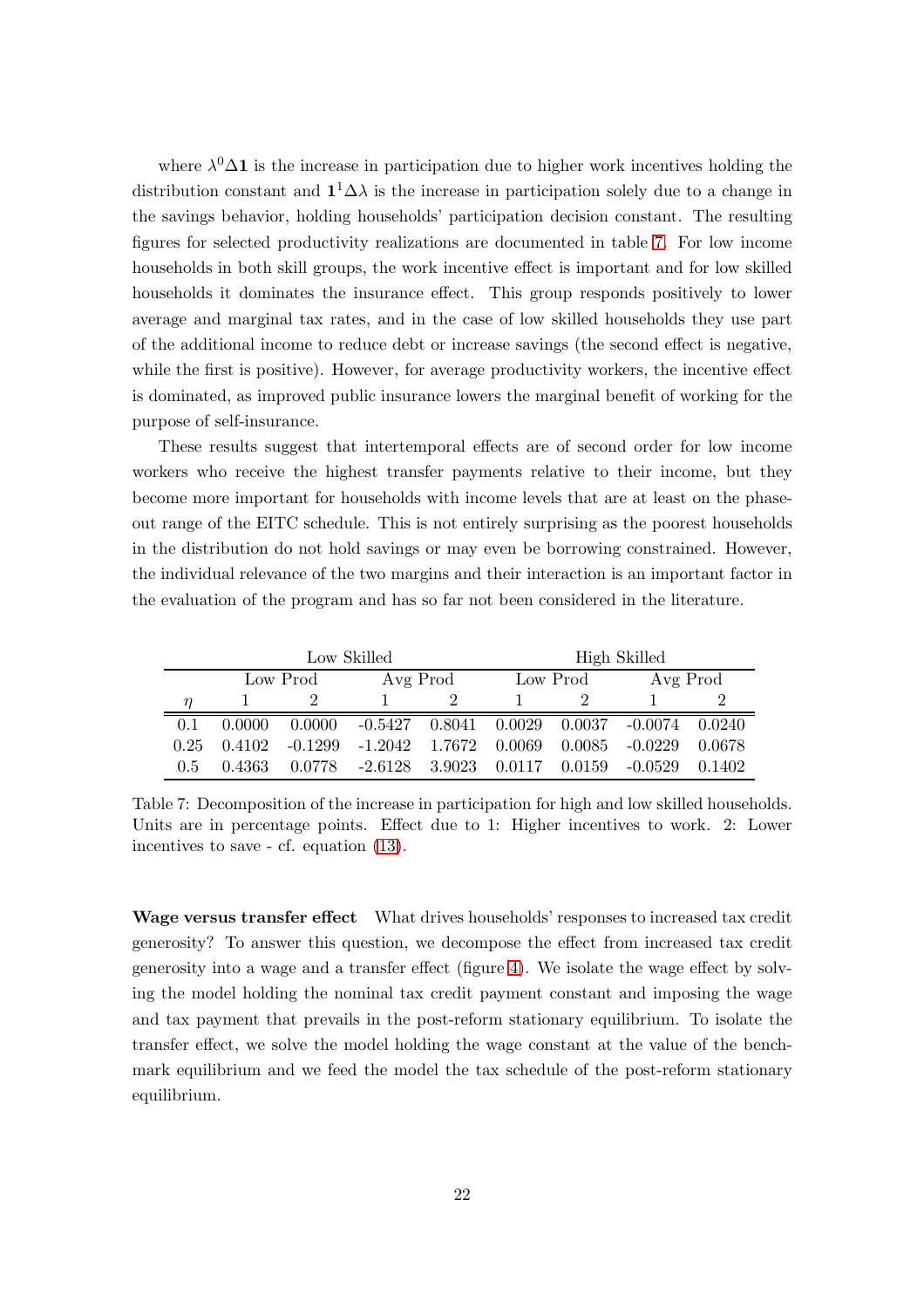where $\lambda^0 \Delta \mathbf{1}$ is the increase in participation due to higher work incentives holding the distribution constant and $\mathbf{1}^1 \Delta \lambda$ is the increase in participation solely due to a change in the savings behavior, holding households' participation decision constant. The resulting figures for selected productivity realizations are documented in table 7. For low income households in both skill groups, the work incentive effect is important and for low skilled households it dominates the insurance effect. This group responds positively to lower average and marginal tax rates, and in the case of low skilled households they use part of the additional income to reduce debt or increase savings (the second effect is negative, while the first is positive). However, for average productivity workers, the incentive effect is dominated, as improved public insurance lowers the marginal benefit of working for the purpose of self-insurance.

These results suggest that intertemporal effects are of second order for low income workers who receive the highest transfer payments relative to their income, but they become more important for households with income levels that are at least on the phase-out range of the EITC schedule. This is not entirely surprising as the poorest households in the distribution do not hold savings or may even be borrowing constrained. However, the individual relevance of the two margins and their interaction is an important factor in the evaluation of the program and has so far not been considered in the literature.

| | Low Skilled | | | | High Skilled | | | |
|---|---|---|---|---|---|---|---|---|
| | Low Prod | | Avg Prod | | Low Prod | | Avg Prod | |
| $\eta$ | 1 | 2 | 1 | 2 | 1 | 2 | 1 | 2 |
| 0.1 | 0.0000 | 0.0000 | -0.5427 | 0.8041 | 0.0029 | 0.0037 | -0.0074 | 0.0240 |
| 0.25 | 0.4102 | -0.1299 | -1.2042 | 1.7672 | 0.0069 | 0.0085 | -0.0229 | 0.0678 |
| 0.5 | 0.4363 | 0.0778 | -2.6128 | 3.9023 | 0.0117 | 0.0159 | -0.0529 | 0.1402 |

Table 7: Decomposition of the increase in participation for high and low skilled households. Units are in percentage points. Effect due to 1: Higher incentives to work. 2: Lower incentives to save - cf. equation (13).

**Wage versus transfer effect** What drives households' responses to increased tax credit generosity? To answer this question, we decompose the effect from increased tax credit generosity into a wage and a transfer effect (figure 4). We isolate the wage effect by solving the model holding the nominal tax credit payment constant and imposing the wage and tax payment that prevails in the post-reform stationary equilibrium. To isolate the transfer effect, we solve the model holding the wage constant at the value of the benchmark equilibrium and we feed the model the tax schedule of the post-reform stationary equilibrium.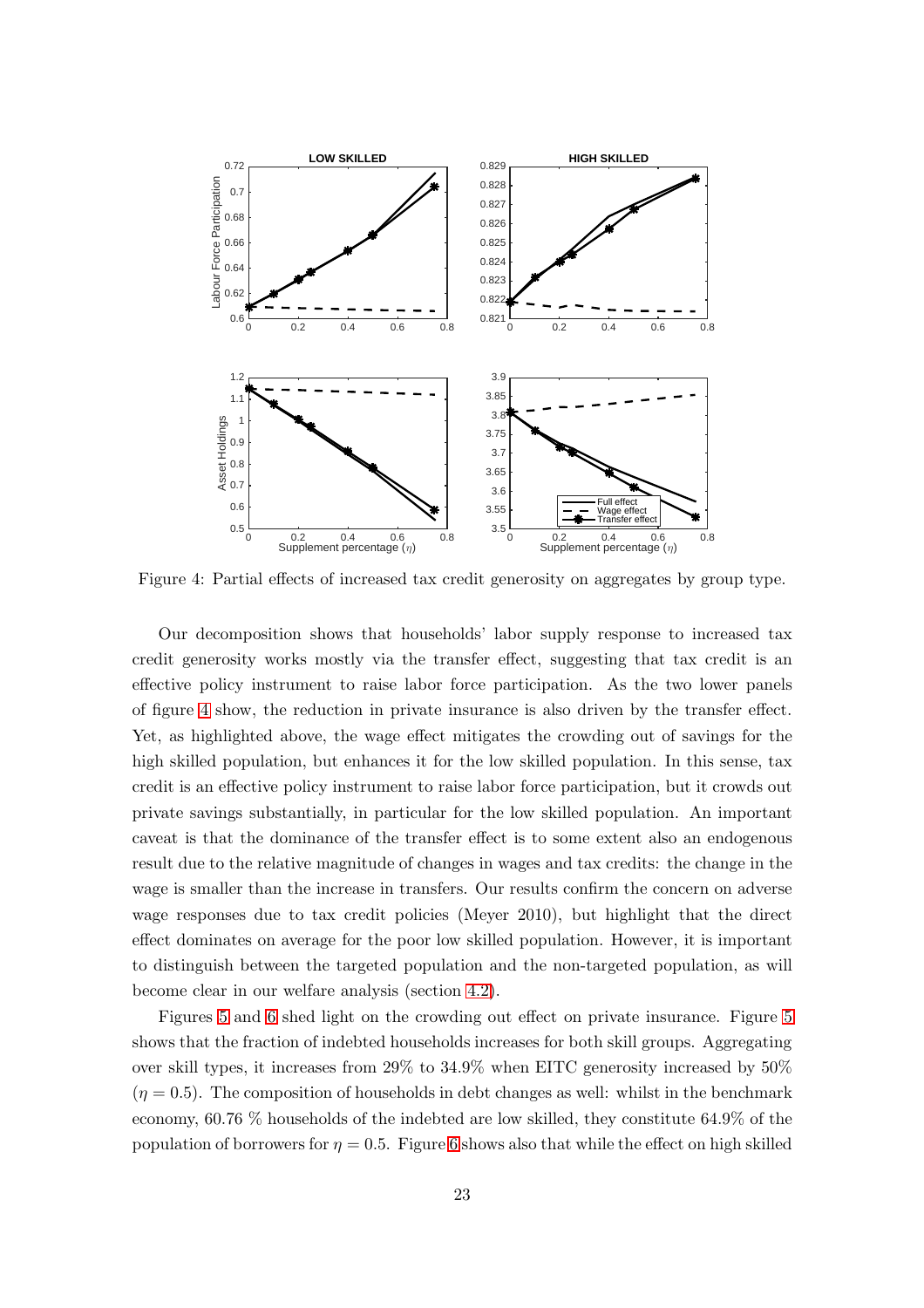Figure 4: Partial effects of increased tax credit generosity on aggregates by group type.

Our decomposition shows that households' labor supply response to increased tax credit generosity works mostly via the transfer effect, suggesting that tax credit is an effective policy instrument to raise labor force participation. As the two lower panels of figure 4 show, the reduction in private insurance is also driven by the transfer effect. Yet, as highlighted above, the wage effect mitigates the crowding out of savings for the high skilled population, but enhances it for the low skilled population. In this sense, tax credit is an effective policy instrument to raise labor force participation, but it crowds out private savings substantially, in particular for the low skilled population. An important caveat is that the dominance of the transfer effect is to some extent also an endogenous result due to the relative magnitude of changes in wages and tax credits: the change in the wage is smaller than the increase in transfers. Our results confirm the concern on adverse wage responses due to tax credit policies (Meyer 2010), but highlight that the direct effect dominates on average for the poor low skilled population. However, it is important to distinguish between the targeted population and the non-targeted population, as will become clear in our welfare analysis (section 4.2).

Figures 5 and 6 shed light on the crowding out effect on private insurance. Figure 5 shows that the fraction of indebted households increases for both skill groups. Aggregating over skill types, it increases from 29% to 34.9% when EITC generosity increased by 50% ($\eta = 0.5$). The composition of households in debt changes as well: whilst in the benchmark economy, 60.76 % households of the indebted are low skilled, they constitute 64.9% of the population of borrowers for $\eta = 0.5$. Figure 6 shows also that while the effect on high skilled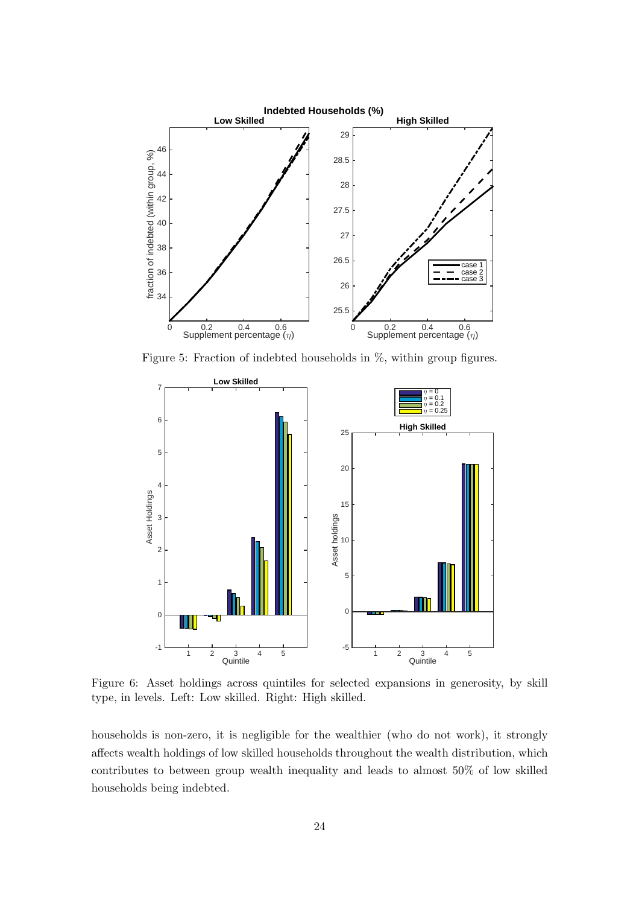Figure 5: Fraction of indebted households in %, within group figures.

Figure 6: Asset holdings across quintiles for selected expansions in generosity, by skill type, in levels. Left: Low skilled. Right: High skilled.

households is non-zero, it is negligible for the wealthier (who do not work), it strongly affects wealth holdings of low skilled households throughout the wealth distribution, which contributes to between group wealth inequality and leads to almost 50% of low skilled households being indebted.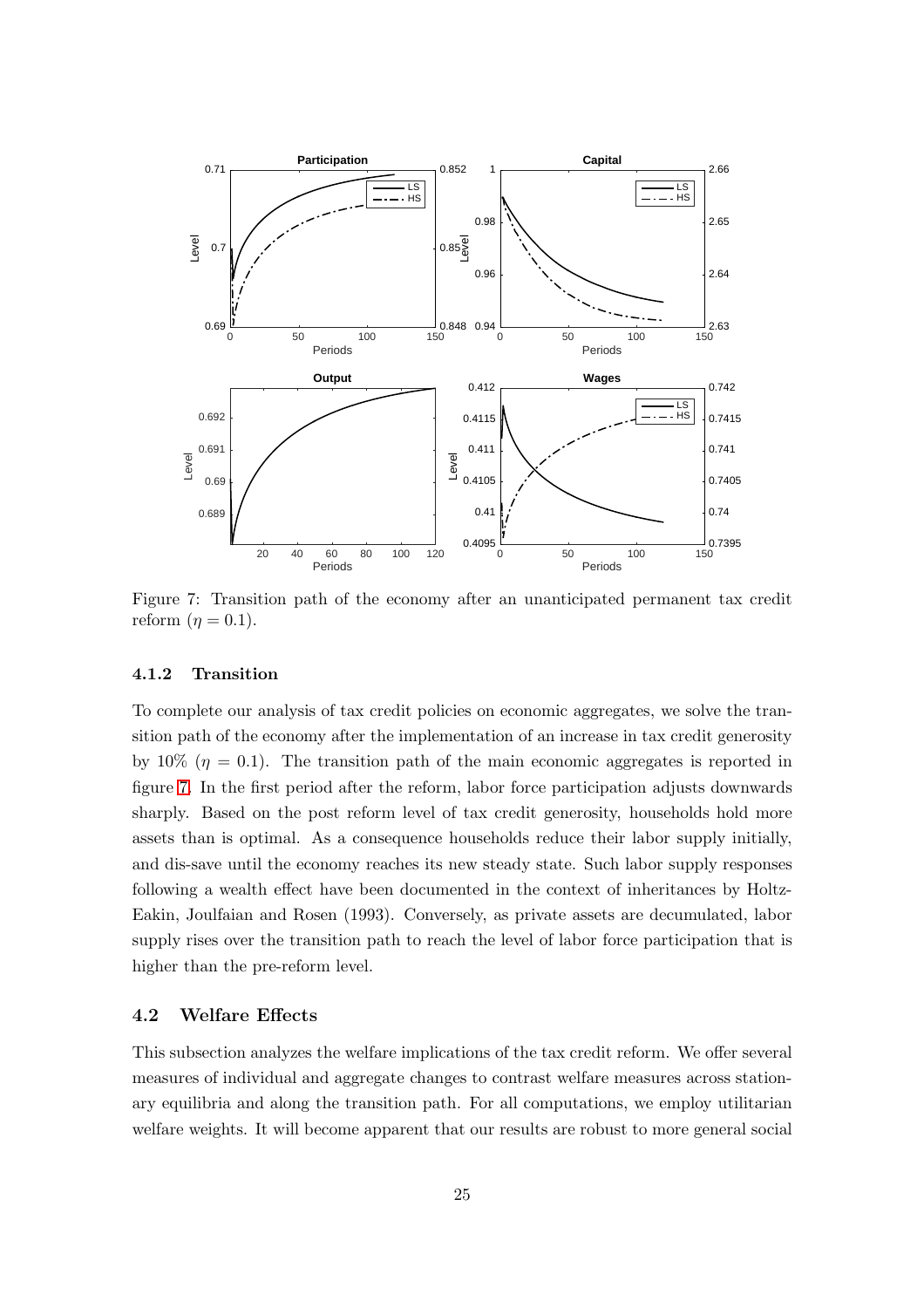Figure 7: Transition path of the economy after an unanticipated permanent tax credit reform ($\eta = 0.1$).

#### 4.1.2 Transition

To complete our analysis of tax credit policies on economic aggregates, we solve the transition path of the economy after the implementation of an increase in tax credit generosity by 10% ($\eta = 0.1$). The transition path of the main economic aggregates is reported in figure 7. In the first period after the reform, labor force participation adjusts downwards sharply. Based on the post reform level of tax credit generosity, households hold more assets than is optimal. As a consequence households reduce their labor supply initially, and dis-save until the economy reaches its new steady state. Such labor supply responses following a wealth effect have been documented in the context of inheritances by Holtz-Eakin, Joulfaian and Rosen (1993). Conversely, as private assets are decumulated, labor supply rises over the transition path to reach the level of labor force participation that is higher than the pre-reform level.

### 4.2 Welfare Effects

This subsection analyzes the welfare implications of the tax credit reform. We offer several measures of individual and aggregate changes to contrast welfare measures across stationary equilibria and along the transition path. For all computations, we employ utilitarian welfare weights. It will become apparent that our results are robust to more general social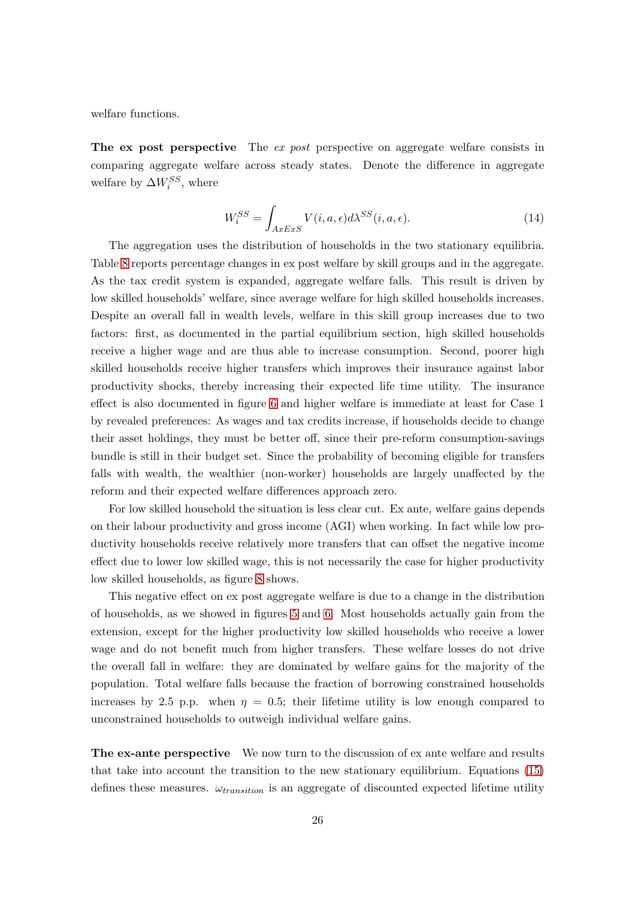welfare functions.

**The ex post perspective** The *ex post* perspective on aggregate welfare consists in comparing aggregate welfare across steady states. Denote the difference in aggregate welfare by $\Delta W_i^{SS}$, where

$$W_i^{SS} = \int_{AxExS} V(i, a, \epsilon) d\lambda^{SS}(i, a, \epsilon). \tag{14}$$

The aggregation uses the distribution of households in the two stationary equilibria. Table 8 reports percentage changes in ex post welfare by skill groups and in the aggregate. As the tax credit system is expanded, aggregate welfare falls. This result is driven by low skilled households' welfare, since average welfare for high skilled households increases. Despite an overall fall in wealth levels, welfare in this skill group increases due to two factors: first, as documented in the partial equilibrium section, high skilled households receive a higher wage and are thus able to increase consumption. Second, poorer high skilled households receive higher transfers which improves their insurance against labor productivity shocks, thereby increasing their expected life time utility. The insurance effect is also documented in figure 6 and higher welfare is immediate at least for Case 1 by revealed preferences: As wages and tax credits increase, if households decide to change their asset holdings, they must be better off, since their pre-reform consumption-savings bundle is still in their budget set. Since the probability of becoming eligible for transfers falls with wealth, the wealthier (non-worker) households are largely unaffected by the reform and their expected welfare differences approach zero.

For low skilled household the situation is less clear cut. Ex ante, welfare gains depends on their labour productivity and gross income (AGI) when working. In fact while low productivity households receive relatively more transfers that can offset the negative income effect due to lower low skilled wage, this is not necessarily the case for higher productivity low skilled households, as figure 8 shows.

This negative effect on ex post aggregate welfare is due to a change in the distribution of households, as we showed in figures 5 and 6. Most households actually gain from the extension, except for the higher productivity low skilled households who receive a lower wage and do not benefit much from higher transfers. These welfare losses do not drive the overall fall in welfare: they are dominated by welfare gains for the majority of the population. Total welfare falls because the fraction of borrowing constrained households increases by 2.5 p.p. when $\eta = 0.5$; their lifetime utility is low enough compared to unconstrained households to outweigh individual welfare gains.

**The ex-ante perspective** We now turn to the discussion of ex ante welfare and results that take into account the transition to the new stationary equilibrium. Equations (15) defines these measures. $\omega_{transition}$ is an aggregate of discounted expected lifetime utility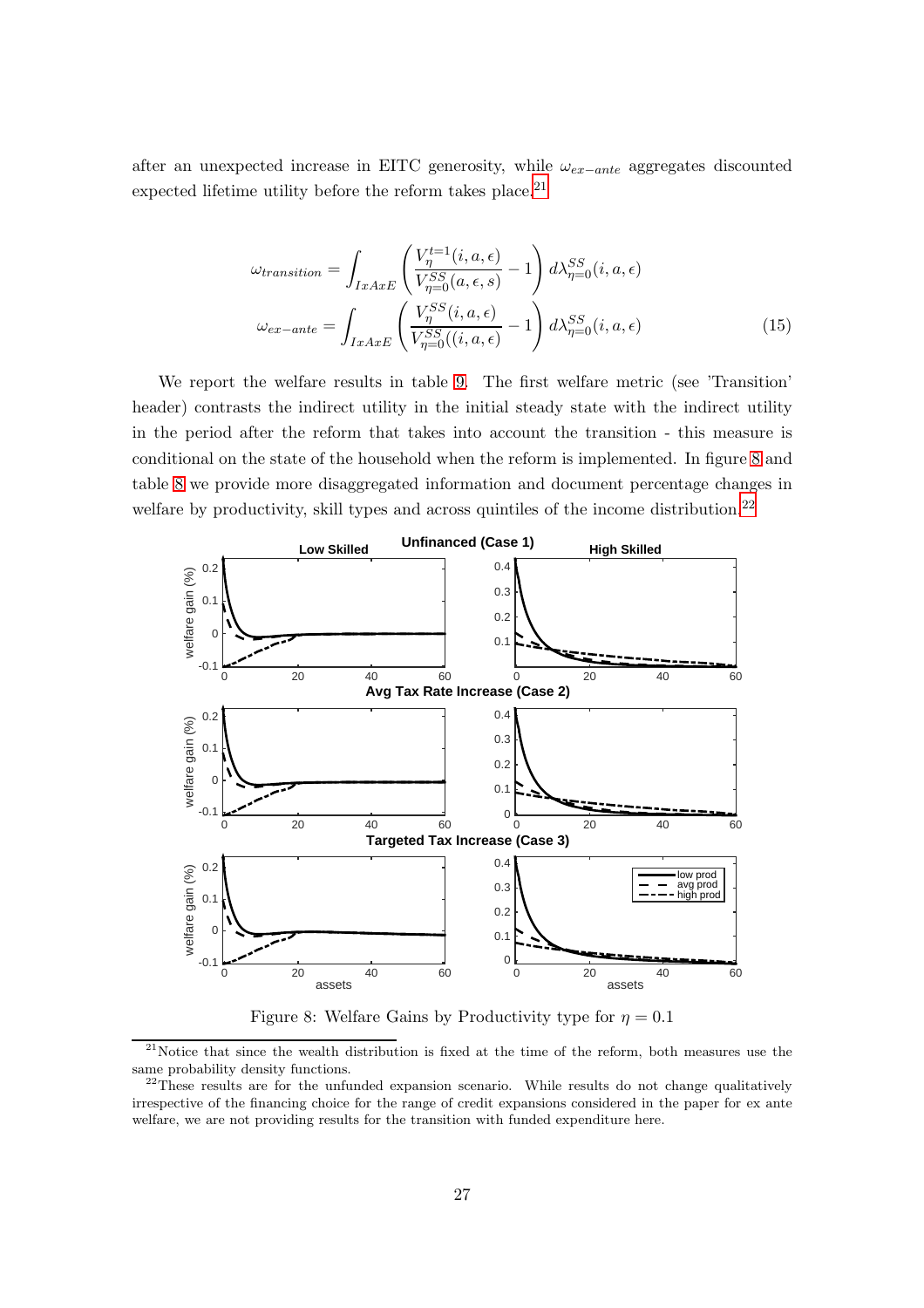after an unexpected increase in EITC generosity, while $\omega_{ex-ante}$ aggregates discounted expected lifetime utility before the reform takes place.[21]

$$\omega_{transition} = \int_{IxAxE} \left( \frac{V_\eta^{t=1}(i,a,\epsilon)}{V_{\eta=0}^{SS}(a,\epsilon,s)} - 1 \right) d\lambda_{\eta=0}^{SS}(i,a,\epsilon)$$

$$\omega_{ex-ante} = \int_{IxAxE} \left( \frac{V_\eta^{SS}(i,a,\epsilon)}{V_{\eta=0}^{SS}((i,a,\epsilon)} - 1 \right) d\lambda_{\eta=0}^{SS}(i,a,\epsilon) \tag{15}$$

We report the welfare results in table 9. The first welfare metric (see 'Transition' header) contrasts the indirect utility in the initial steady state with the indirect utility in the period after the reform that takes into account the transition - this measure is conditional on the state of the household when the reform is implemented. In figure 8 and table 8 we provide more disaggregated information and document percentage changes in welfare by productivity, skill types and across quintiles of the income distribution.[22]

Figure 8: Welfare Gains by Productivity type for $\eta = 0.1$

[21] Notice that since the wealth distribution is fixed at the time of the reform, both measures use the same probability density functions.

[22] These results are for the unfunded expansion scenario. While results do not change qualitatively irrespective of the financing choice for the range of credit expansions considered in the paper for ex ante welfare, we are not providing results for the transition with funded expenditure here.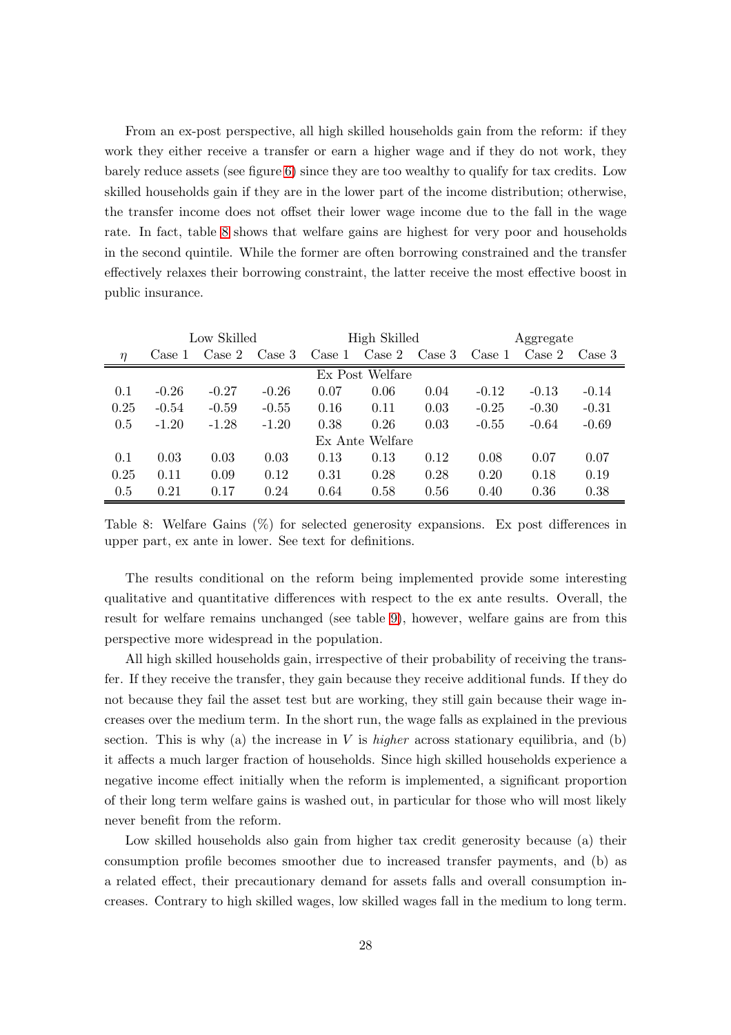From an ex-post perspective, all high skilled households gain from the reform: if they work they either receive a transfer or earn a higher wage and if they do not work, they barely reduce assets (see figure 6) since they are too wealthy to qualify for tax credits. Low skilled households gain if they are in the lower part of the income distribution; otherwise, the transfer income does not offset their lower wage income due to the fall in the wage rate. In fact, table 8 shows that welfare gains are highest for very poor and households in the second quintile. While the former are often borrowing constrained and the transfer effectively relaxes their borrowing constraint, the latter receive the most effective boost in public insurance.

| | Low Skilled | | | High Skilled | | | Aggregate | | |
|---|---|---|---|---|---|---|---|---|---|
| $\eta$ | Case 1 | Case 2 | Case 3 | Case 1 | Case 2 | Case 3 | Case 1 | Case 2 | Case 3 |
| | | | | Ex Post Welfare | | | | | |
| 0.1 | -0.26 | -0.27 | -0.26 | 0.07 | 0.06 | 0.04 | -0.12 | -0.13 | -0.14 |
| 0.25 | -0.54 | -0.59 | -0.55 | 0.16 | 0.11 | 0.03 | -0.25 | -0.30 | -0.31 |
| 0.5 | -1.20 | -1.28 | -1.20 | 0.38 | 0.26 | 0.03 | -0.55 | -0.64 | -0.69 |
| | | | | Ex Ante Welfare | | | | | |
| 0.1 | 0.03 | 0.03 | 0.03 | 0.13 | 0.13 | 0.12 | 0.08 | 0.07 | 0.07 |
| 0.25 | 0.11 | 0.09 | 0.12 | 0.31 | 0.28 | 0.28 | 0.20 | 0.18 | 0.19 |
| 0.5 | 0.21 | 0.17 | 0.24 | 0.64 | 0.58 | 0.56 | 0.40 | 0.36 | 0.38 |

Table 8: Welfare Gains (%) for selected generosity expansions. Ex post differences in upper part, ex ante in lower. See text for definitions.

The results conditional on the reform being implemented provide some interesting qualitative and quantitative differences with respect to the ex ante results. Overall, the result for welfare remains unchanged (see table 9), however, welfare gains are from this perspective more widespread in the population.

All high skilled households gain, irrespective of their probability of receiving the transfer. If they receive the transfer, they gain because they receive additional funds. If they do not because they fail the asset test but are working, they still gain because their wage increases over the medium term. In the short run, the wage falls as explained in the previous section. This is why (a) the increase in $V$ is *higher* across stationary equilibria, and (b) it affects a much larger fraction of households. Since high skilled households experience a negative income effect initially when the reform is implemented, a significant proportion of their long term welfare gains is washed out, in particular for those who will most likely never benefit from the reform.

Low skilled households also gain from higher tax credit generosity because (a) their consumption profile becomes smoother due to increased transfer payments, and (b) as a related effect, their precautionary demand for assets falls and overall consumption increases. Contrary to high skilled wages, low skilled wages fall in the medium to long term.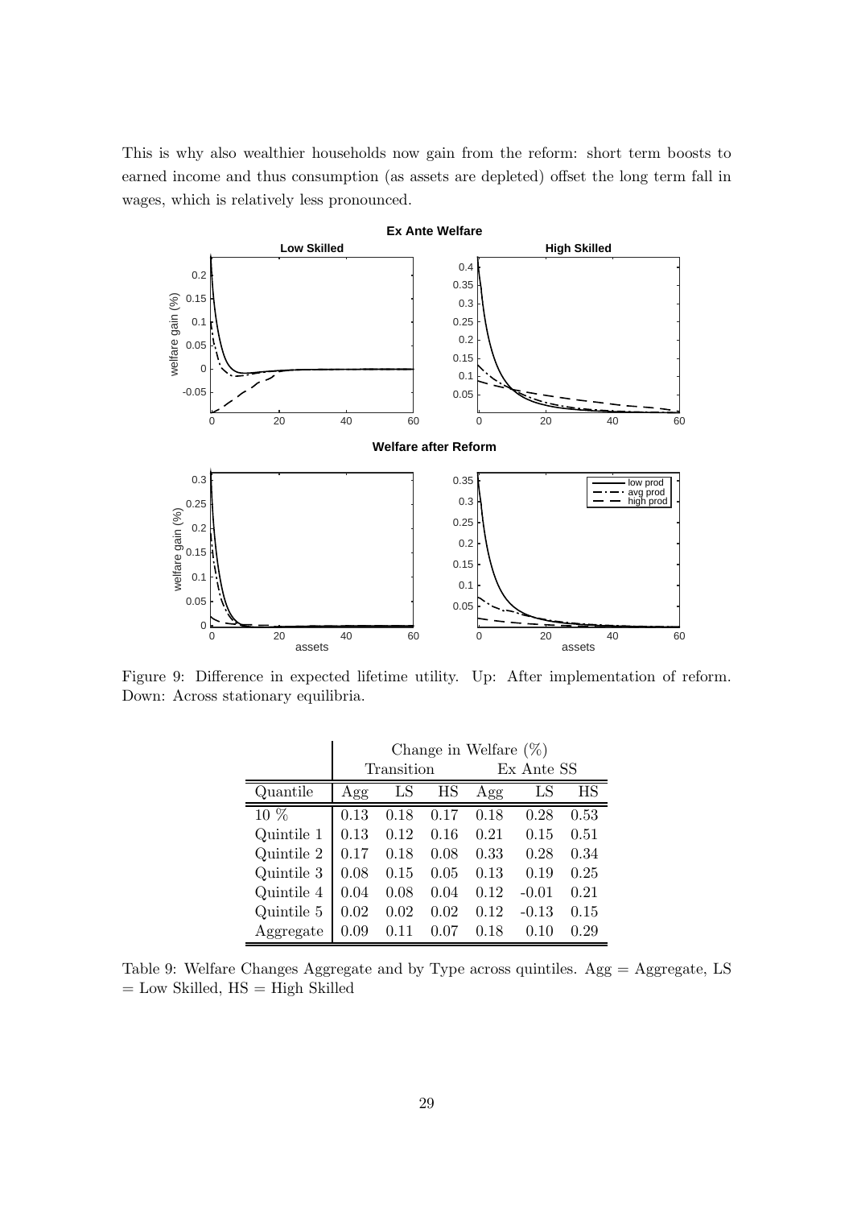This is why also wealthier households now gain from the reform: short term boosts to earned income and thus consumption (as assets are depleted) offset the long term fall in wages, which is relatively less pronounced.

Figure 9: Difference in expected lifetime utility. Up: After implementation of reform. Down: Across stationary equilibria.

| | Change in Welfare (%) | | | | | |
|---|---|---|---|---|---|---|
| | Transition | | | Ex Ante SS | | |
| Quantile | Agg | LS | HS | Agg | LS | HS |
| 10 % | 0.13 | 0.18 | 0.17 | 0.18 | 0.28 | 0.53 |
| Quintile 1 | 0.13 | 0.12 | 0.16 | 0.21 | 0.15 | 0.51 |
| Quintile 2 | 0.17 | 0.18 | 0.08 | 0.33 | 0.28 | 0.34 |
| Quintile 3 | 0.08 | 0.15 | 0.05 | 0.13 | 0.19 | 0.25 |
| Quintile 4 | 0.04 | 0.08 | 0.04 | 0.12 | -0.01 | 0.21 |
| Quintile 5 | 0.02 | 0.02 | 0.02 | 0.12 | -0.13 | 0.15 |
| Aggregate | 0.09 | 0.11 | 0.07 | 0.18 | 0.10 | 0.29 |

Table 9: Welfare Changes Aggregate and by Type across quintiles. Agg = Aggregate, LS = Low Skilled, HS = High Skilled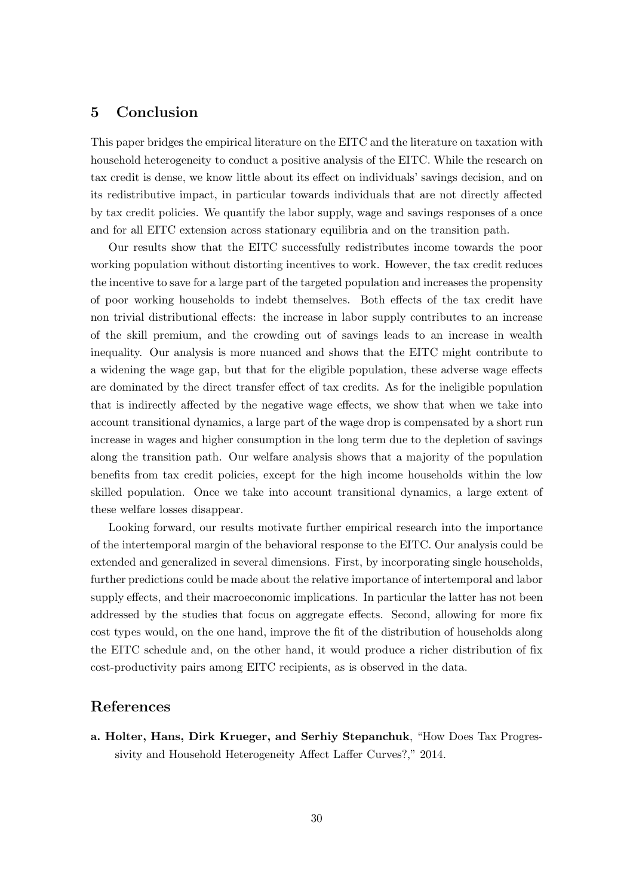## 5 Conclusion

This paper bridges the empirical literature on the EITC and the literature on taxation with household heterogeneity to conduct a positive analysis of the EITC. While the research on tax credit is dense, we know little about its effect on individuals' savings decision, and on its redistributive impact, in particular towards individuals that are not directly affected by tax credit policies. We quantify the labor supply, wage and savings responses of a once and for all EITC extension across stationary equilibria and on the transition path.

Our results show that the EITC successfully redistributes income towards the poor working population without distorting incentives to work. However, the tax credit reduces the incentive to save for a large part of the targeted population and increases the propensity of poor working households to indebt themselves. Both effects of the tax credit have non trivial distributional effects: the increase in labor supply contributes to an increase of the skill premium, and the crowding out of savings leads to an increase in wealth inequality. Our analysis is more nuanced and shows that the EITC might contribute to a widening the wage gap, but that for the eligible population, these adverse wage effects are dominated by the direct transfer effect of tax credits. As for the ineligible population that is indirectly affected by the negative wage effects, we show that when we take into account transitional dynamics, a large part of the wage drop is compensated by a short run increase in wages and higher consumption in the long term due to the depletion of savings along the transition path. Our welfare analysis shows that a majority of the population benefits from tax credit policies, except for the high income households within the low skilled population. Once we take into account transitional dynamics, a large extent of these welfare losses disappear.

Looking forward, our results motivate further empirical research into the importance of the intertemporal margin of the behavioral response to the EITC. Our analysis could be extended and generalized in several dimensions. First, by incorporating single households, further predictions could be made about the relative importance of intertemporal and labor supply effects, and their macroeconomic implications. In particular the latter has not been addressed by the studies that focus on aggregate effects. Second, allowing for more fix cost types would, on the one hand, improve the fit of the distribution of households along the EITC schedule and, on the other hand, it would produce a richer distribution of fix cost-productivity pairs among EITC recipients, as is observed in the data.

## References

**a. Holter, Hans, Dirk Krueger, and Serhiy Stepanchuk**, "How Does Tax Progressivity and Household Heterogeneity Affect Laffer Curves?," 2014.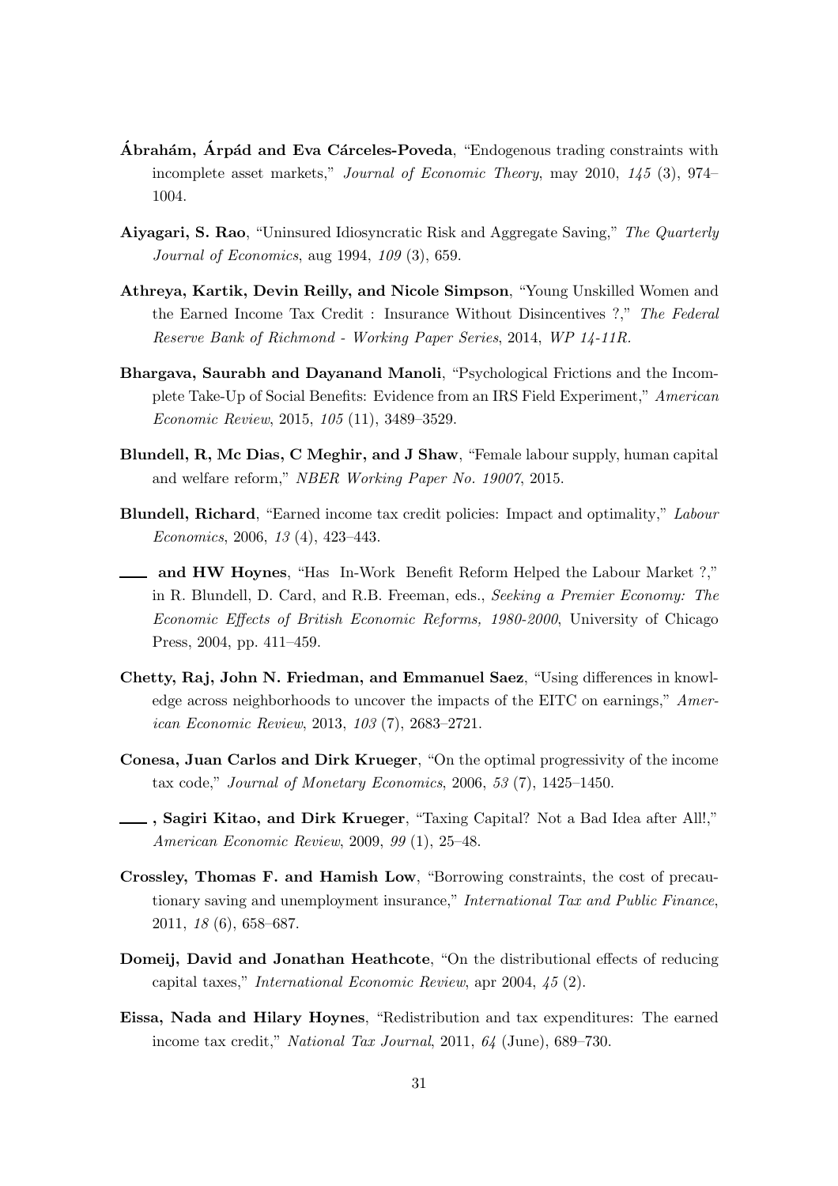**Ábrahám, Árpád and Eva Cárceles-Poveda**, "Endogenous trading constraints with incomplete asset markets," *Journal of Economic Theory*, may 2010, *145* (3), 974–1004.

**Aiyagari, S. Rao**, "Uninsured Idiosyncratic Risk and Aggregate Saving," *The Quarterly Journal of Economics*, aug 1994, *109* (3), 659.

**Athreya, Kartik, Devin Reilly, and Nicole Simpson**, "Young Unskilled Women and the Earned Income Tax Credit : Insurance Without Disincentives ?," *The Federal Reserve Bank of Richmond - Working Paper Series*, 2014, *WP 14-11R.*

**Bhargava, Saurabh and Dayanand Manoli**, "Psychological Frictions and the Incomplete Take-Up of Social Benefits: Evidence from an IRS Field Experiment," *American Economic Review*, 2015, *105* (11), 3489–3529.

**Blundell, R, Mc Dias, C Meghir, and J Shaw**, "Female labour supply, human capital and welfare reform," *NBER Working Paper No. 19007*, 2015.

**Blundell, Richard**, "Earned income tax credit policies: Impact and optimality," *Labour Economics*, 2006, *13* (4), 423–443.

**\_\_\_\_ and HW Hoynes**, "Has In-Work Benefit Reform Helped the Labour Market ?," in R. Blundell, D. Card, and R.B. Freeman, eds., *Seeking a Premier Economy: The Economic Effects of British Economic Reforms, 1980-2000*, University of Chicago Press, 2004, pp. 411–459.

**Chetty, Raj, John N. Friedman, and Emmanuel Saez**, "Using differences in knowledge across neighborhoods to uncover the impacts of the EITC on earnings," *American Economic Review*, 2013, *103* (7), 2683–2721.

**Conesa, Juan Carlos and Dirk Krueger**, "On the optimal progressivity of the income tax code," *Journal of Monetary Economics*, 2006, *53* (7), 1425–1450.

**\_\_\_\_, Sagiri Kitao, and Dirk Krueger**, "Taxing Capital? Not a Bad Idea after All!," *American Economic Review*, 2009, *99* (1), 25–48.

**Crossley, Thomas F. and Hamish Low**, "Borrowing constraints, the cost of precautionary saving and unemployment insurance," *International Tax and Public Finance*, 2011, *18* (6), 658–687.

**Domeij, David and Jonathan Heathcote**, "On the distributional effects of reducing capital taxes," *International Economic Review*, apr 2004, *45* (2).

**Eissa, Nada and Hilary Hoynes**, "Redistribution and tax expenditures: The earned income tax credit," *National Tax Journal*, 2011, *64* (June), 689–730.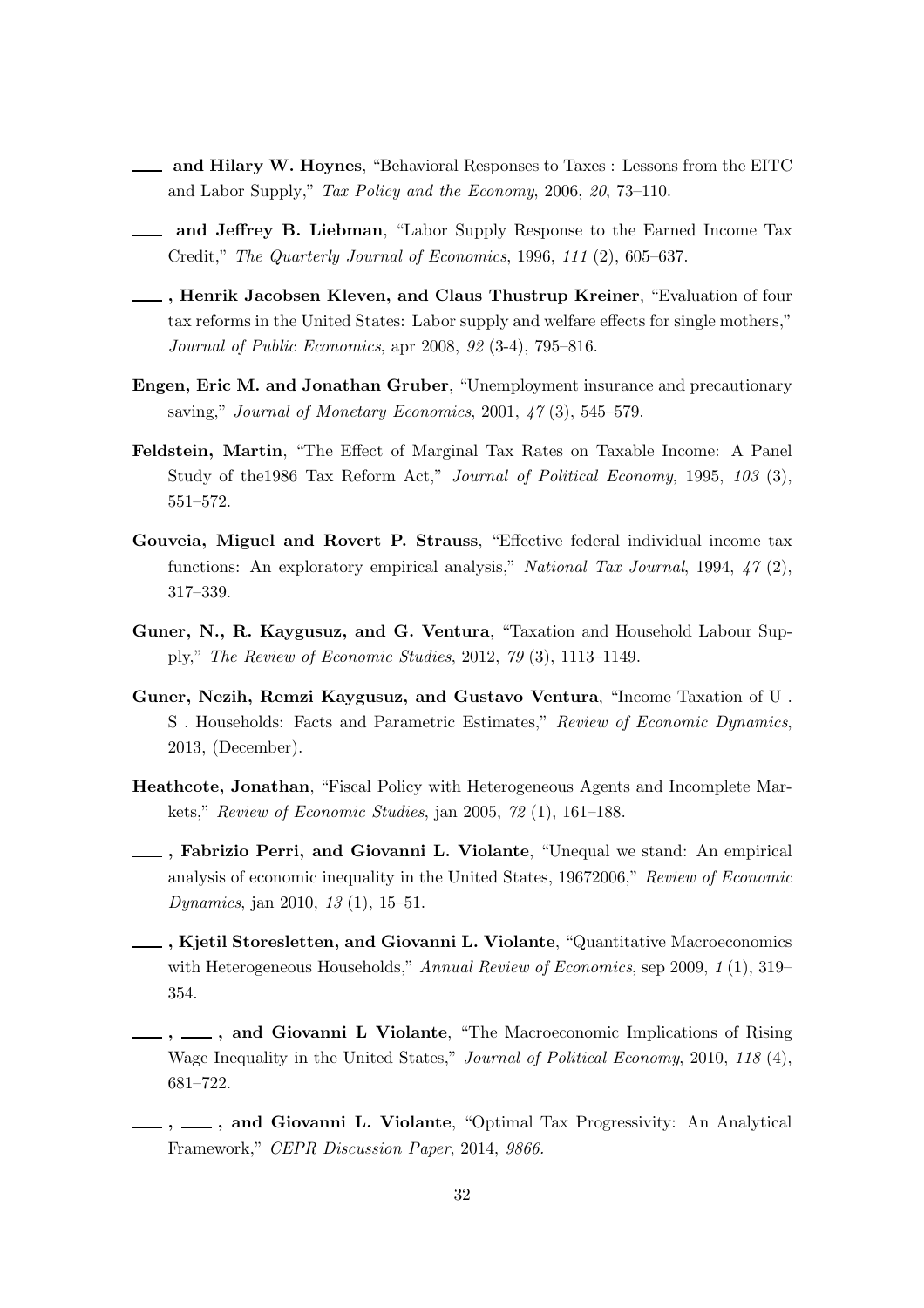\_\_\_\_ **and Hilary W. Hoynes**, "Behavioral Responses to Taxes : Lessons from the EITC and Labor Supply," *Tax Policy and the Economy*, 2006, *20*, 73–110.

\_\_\_\_ **and Jeffrey B. Liebman**, "Labor Supply Response to the Earned Income Tax Credit," *The Quarterly Journal of Economics*, 1996, *111* (2), 605–637.

\_\_\_\_ **, Henrik Jacobsen Kleven, and Claus Thustrup Kreiner**, "Evaluation of four tax reforms in the United States: Labor supply and welfare effects for single mothers," *Journal of Public Economics*, apr 2008, *92* (3-4), 795–816.

**Engen, Eric M. and Jonathan Gruber**, "Unemployment insurance and precautionary saving," *Journal of Monetary Economics*, 2001, *47* (3), 545–579.

**Feldstein, Martin**, "The Effect of Marginal Tax Rates on Taxable Income: A Panel Study of the1986 Tax Reform Act," *Journal of Political Economy*, 1995, *103* (3), 551–572.

**Gouveia, Miguel and Rovert P. Strauss**, "Effective federal individual income tax functions: An exploratory empirical analysis," *National Tax Journal*, 1994, *47* (2), 317–339.

**Guner, N., R. Kaygusuz, and G. Ventura**, "Taxation and Household Labour Supply," *The Review of Economic Studies*, 2012, *79* (3), 1113–1149.

**Guner, Nezih, Remzi Kaygusuz, and Gustavo Ventura**, "Income Taxation of U . S . Households: Facts and Parametric Estimates," *Review of Economic Dynamics*, 2013, (December).

**Heathcote, Jonathan**, "Fiscal Policy with Heterogeneous Agents and Incomplete Markets," *Review of Economic Studies*, jan 2005, *72* (1), 161–188.

\_\_\_\_ **, Fabrizio Perri, and Giovanni L. Violante**, "Unequal we stand: An empirical analysis of economic inequality in the United States, 19672006," *Review of Economic Dynamics*, jan 2010, *13* (1), 15–51.

\_\_\_\_ **, Kjetil Storesletten, and Giovanni L. Violante**, "Quantitative Macroeconomics with Heterogeneous Households," *Annual Review of Economics*, sep 2009, *1* (1), 319–354.

\_\_\_\_ **,** \_\_\_\_ **, and Giovanni L Violante**, "The Macroeconomic Implications of Rising Wage Inequality in the United States," *Journal of Political Economy*, 2010, *118* (4), 681–722.

\_\_\_\_ **,** \_\_\_\_ **, and Giovanni L. Violante**, "Optimal Tax Progressivity: An Analytical Framework," *CEPR Discussion Paper*, 2014, *9866*.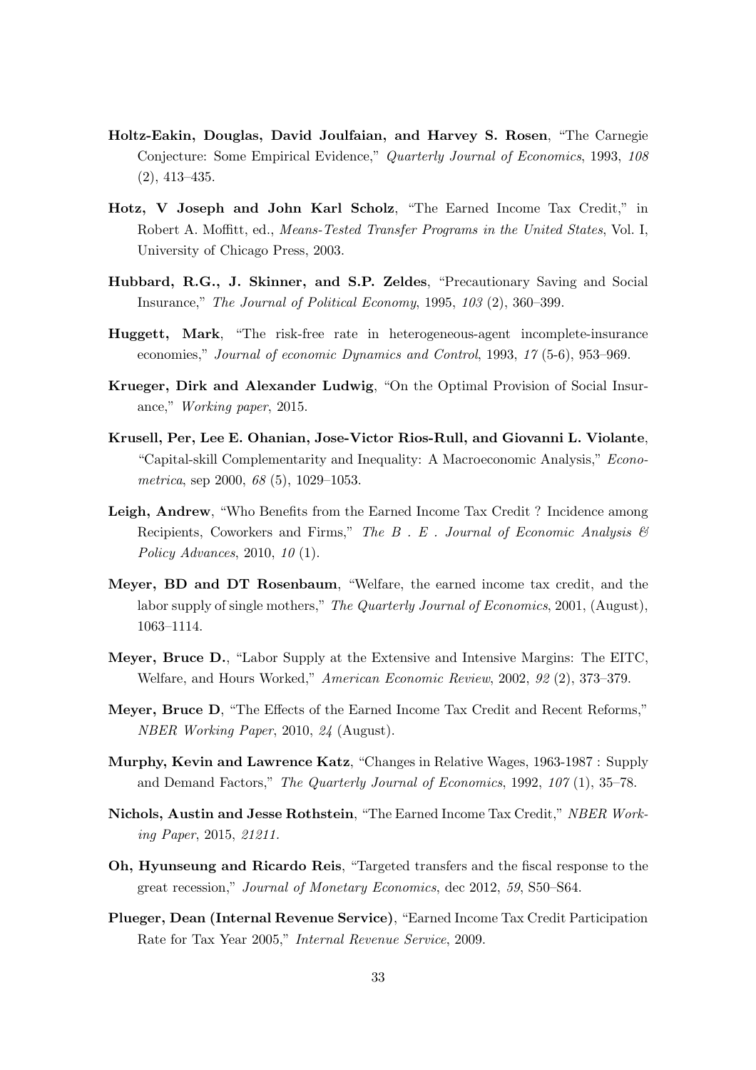**Holtz-Eakin, Douglas, David Joulfaian, and Harvey S. Rosen**, "The Carnegie Conjecture: Some Empirical Evidence," *Quarterly Journal of Economics*, 1993, *108* (2), 413–435.

**Hotz, V Joseph and John Karl Scholz**, "The Earned Income Tax Credit," in Robert A. Moffitt, ed., *Means-Tested Transfer Programs in the United States*, Vol. I, University of Chicago Press, 2003.

**Hubbard, R.G., J. Skinner, and S.P. Zeldes**, "Precautionary Saving and Social Insurance," *The Journal of Political Economy*, 1995, *103* (2), 360–399.

**Huggett, Mark**, "The risk-free rate in heterogeneous-agent incomplete-insurance economies," *Journal of economic Dynamics and Control*, 1993, *17* (5-6), 953–969.

**Krueger, Dirk and Alexander Ludwig**, "On the Optimal Provision of Social Insurance," *Working paper*, 2015.

**Krusell, Per, Lee E. Ohanian, Jose-Victor Rios-Rull, and Giovanni L. Violante**, "Capital-skill Complementarity and Inequality: A Macroeconomic Analysis," *Econometrica*, sep 2000, *68* (5), 1029–1053.

**Leigh, Andrew**, "Who Benefits from the Earned Income Tax Credit ? Incidence among Recipients, Coworkers and Firms," *The B . E . Journal of Economic Analysis & Policy Advances*, 2010, *10* (1).

**Meyer, BD and DT Rosenbaum**, "Welfare, the earned income tax credit, and the labor supply of single mothers," *The Quarterly Journal of Economics*, 2001, (August), 1063–1114.

**Meyer, Bruce D.**, "Labor Supply at the Extensive and Intensive Margins: The EITC, Welfare, and Hours Worked," *American Economic Review*, 2002, *92* (2), 373–379.

**Meyer, Bruce D**, "The Effects of the Earned Income Tax Credit and Recent Reforms," *NBER Working Paper*, 2010, *24* (August).

**Murphy, Kevin and Lawrence Katz**, "Changes in Relative Wages, 1963-1987 : Supply and Demand Factors," *The Quarterly Journal of Economics*, 1992, *107* (1), 35–78.

**Nichols, Austin and Jesse Rothstein**, "The Earned Income Tax Credit," *NBER Working Paper*, 2015, *21211.*

**Oh, Hyunseung and Ricardo Reis**, "Targeted transfers and the fiscal response to the great recession," *Journal of Monetary Economics*, dec 2012, *59*, S50–S64.

**Plueger, Dean (Internal Revenue Service)**, "Earned Income Tax Credit Participation Rate for Tax Year 2005," *Internal Revenue Service*, 2009.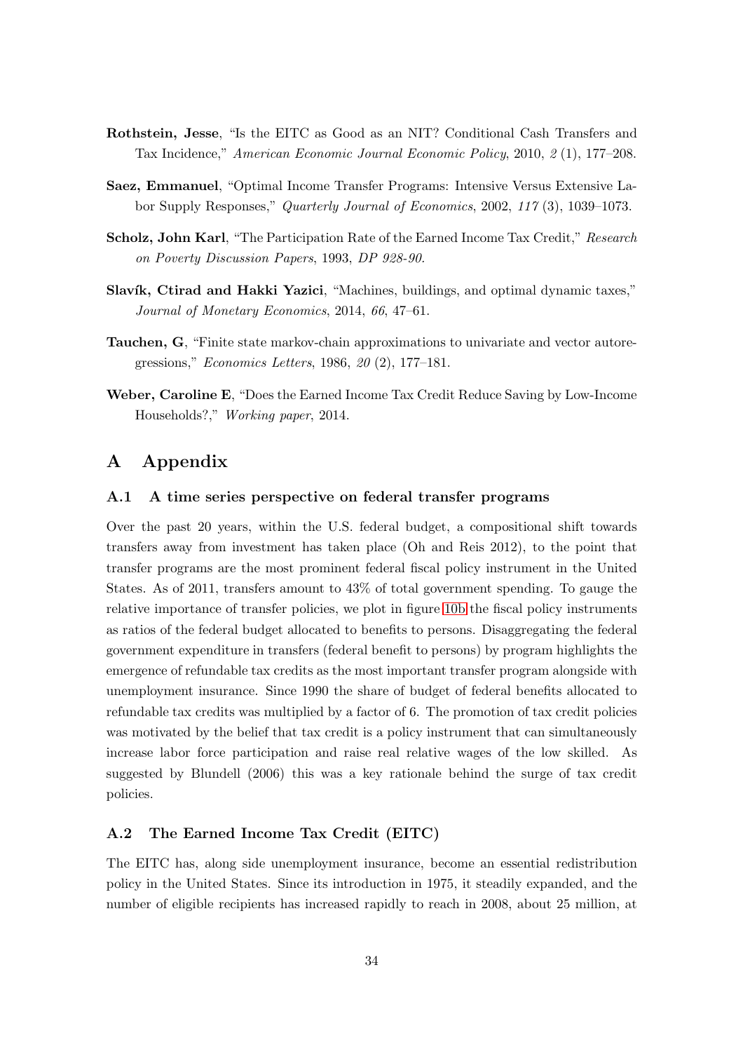**Rothstein, Jesse**, "Is the EITC as Good as an NIT? Conditional Cash Transfers and Tax Incidence," *American Economic Journal Economic Policy*, 2010, *2* (1), 177–208.

**Saez, Emmanuel**, "Optimal Income Transfer Programs: Intensive Versus Extensive Labor Supply Responses," *Quarterly Journal of Economics*, 2002, *117* (3), 1039–1073.

**Scholz, John Karl**, "The Participation Rate of the Earned Income Tax Credit," *Research on Poverty Discussion Papers*, 1993, *DP 928-90*.

**Slavík, Ctirad and Hakki Yazici**, "Machines, buildings, and optimal dynamic taxes," *Journal of Monetary Economics*, 2014, *66*, 47–61.

**Tauchen, G**, "Finite state markov-chain approximations to univariate and vector autoregressions," *Economics Letters*, 1986, *20* (2), 177–181.

**Weber, Caroline E**, "Does the Earned Income Tax Credit Reduce Saving by Low-Income Households?," *Working paper*, 2014.

# A Appendix

## A.1 A time series perspective on federal transfer programs

Over the past 20 years, within the U.S. federal budget, a compositional shift towards transfers away from investment has taken place (Oh and Reis 2012), to the point that transfer programs are the most prominent federal fiscal policy instrument in the United States. As of 2011, transfers amount to 43% of total government spending. To gauge the relative importance of transfer policies, we plot in figure 10b the fiscal policy instruments as ratios of the federal budget allocated to benefits to persons. Disaggregating the federal government expenditure in transfers (federal benefit to persons) by program highlights the emergence of refundable tax credits as the most important transfer program alongside with unemployment insurance. Since 1990 the share of budget of federal benefits allocated to refundable tax credits was multiplied by a factor of 6. The promotion of tax credit policies was motivated by the belief that tax credit is a policy instrument that can simultaneously increase labor force participation and raise real relative wages of the low skilled. As suggested by Blundell (2006) this was a key rationale behind the surge of tax credit policies.

## A.2 The Earned Income Tax Credit (EITC)

The EITC has, along side unemployment insurance, become an essential redistribution policy in the United States. Since its introduction in 1975, it steadily expanded, and the number of eligible recipients has increased rapidly to reach in 2008, about 25 million, at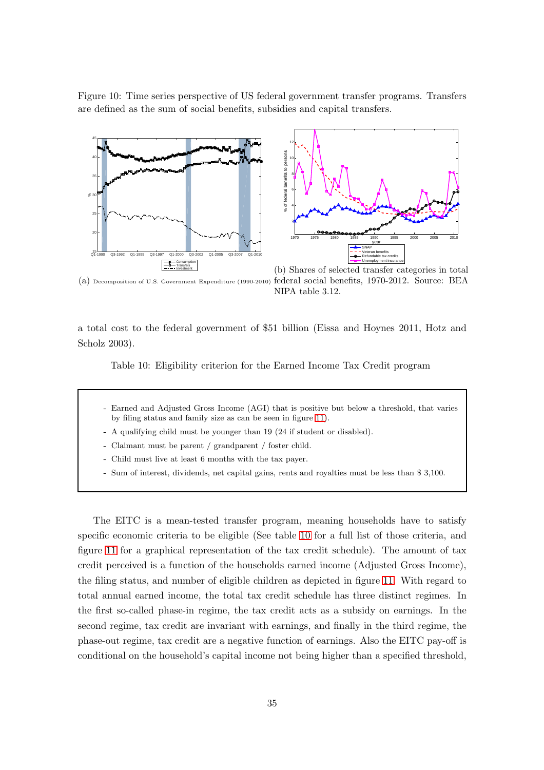Figure 10: Time series perspective of US federal government transfer programs. Transfers are defined as the sum of social benefits, subsidies and capital transfers.

(a) Decomposition of U.S. Government Expenditure (1990-2010)

(b) Shares of selected transfer categories in total federal social benefits, 1970-2012. Source: BEA NIPA table 3.12.

a total cost to the federal government of $51 billion (Eissa and Hoynes 2011, Hotz and Scholz 2003).

Table 10: Eligibility criterion for the Earned Income Tax Credit program

- Earned and Adjusted Gross Income (AGI) that is positive but below a threshold, that varies by filing status and family size as can be seen in figure 11).
- A qualifying child must be younger than 19 (24 if student or disabled).
- Claimant must be parent / grandparent / foster child.
- Child must live at least 6 months with the tax payer.
- Sum of interest, dividends, net capital gains, rents and royalties must be less than $ 3,100.

The EITC is a mean-tested transfer program, meaning households have to satisfy specific economic criteria to be eligible (See table 10 for a full list of those criteria, and figure 11 for a graphical representation of the tax credit schedule). The amount of tax credit perceived is a function of the households earned income (Adjusted Gross Income), the filing status, and number of eligible children as depicted in figure 11. With regard to total annual earned income, the total tax credit schedule has three distinct regimes. In the first so-called phase-in regime, the tax credit acts as a subsidy on earnings. In the second regime, tax credit are invariant with earnings, and finally in the third regime, the phase-out regime, tax credit are a negative function of earnings. Also the EITC pay-off is conditional on the household's capital income not being higher than a specified threshold,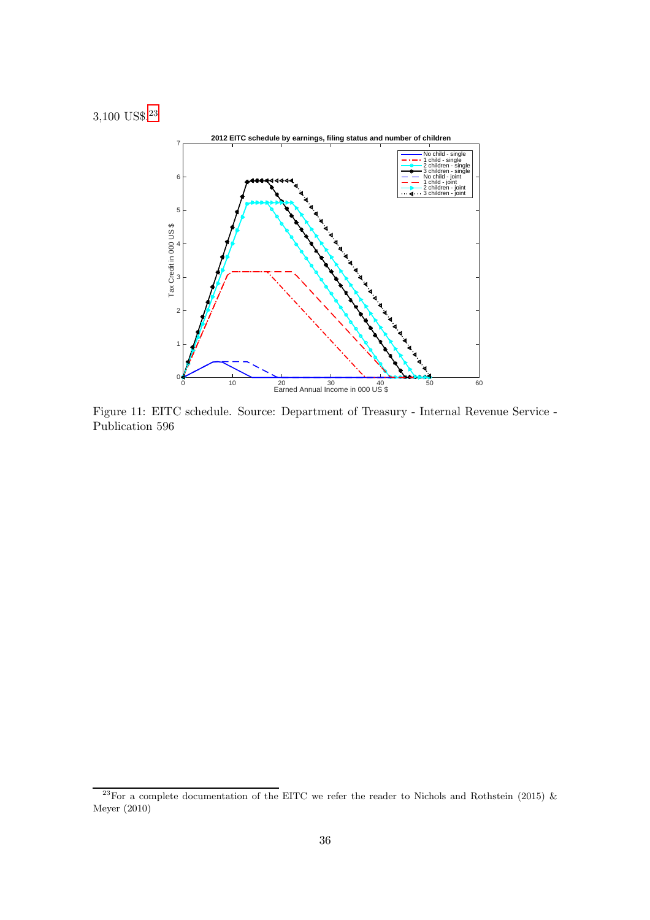3,100 US$.[23]

2012 EITC schedule by earnings, filing status and number of children

Tax Credit in 000 US $

Earned Annual Income in 000 US $

0
1
2
3
4
5
6
7

0
10
20
30
40
50
60

No child - single
1 child - single
2 children - single
3 children - single
No child - joint
1 child - joint
2 children - joint
3 children - joint

Figure 11: EITC schedule. Source: Department of Treasury - Internal Revenue Service - Publication 596

[23] For a complete documentation of the EITC we refer the reader to Nichols and Rothstein (2015) & Meyer (2010)